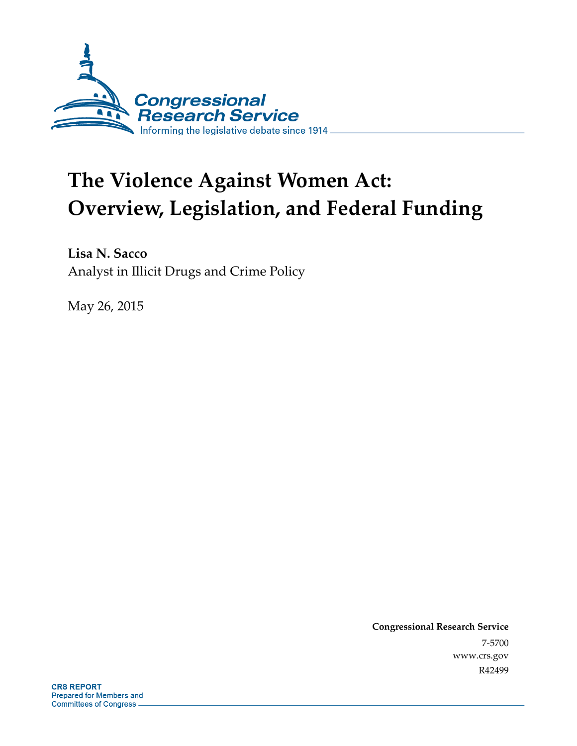Congressional Research Service

Informing the legislative debate since 1914

# The Violence Against Women Act: Overview, Legislation, and Federal Funding

**Lisa N. Sacco**

Analyst in Illicit Drugs and Crime Policy

May 26, 2015

**Congressional Research Service**

7-5700

www.crs.gov

R42499

**CRS REPORT**

Prepared for Members and Committees of Congress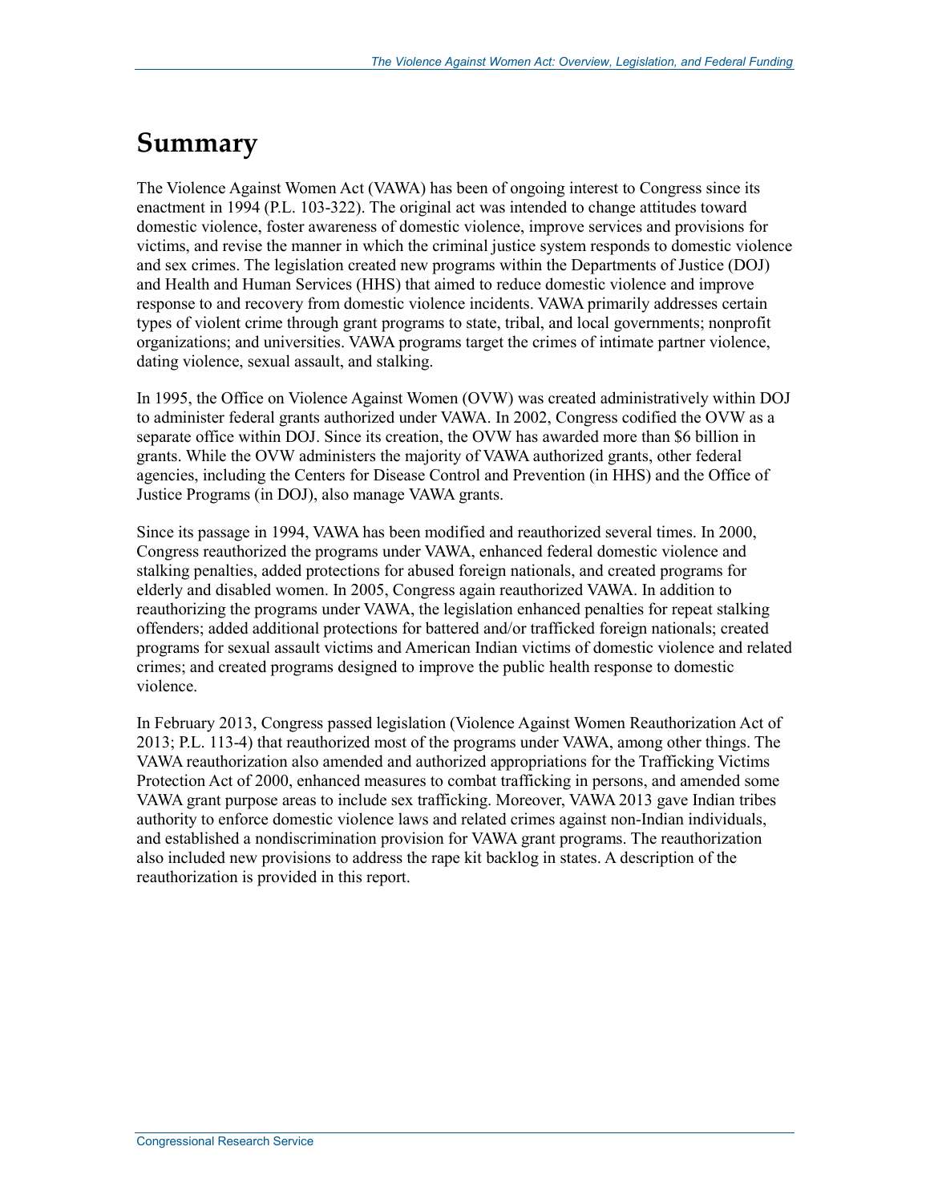# Summary

The Violence Against Women Act (VAWA) has been of ongoing interest to Congress since its enactment in 1994 (P.L. 103-322). The original act was intended to change attitudes toward domestic violence, foster awareness of domestic violence, improve services and provisions for victims, and revise the manner in which the criminal justice system responds to domestic violence and sex crimes. The legislation created new programs within the Departments of Justice (DOJ) and Health and Human Services (HHS) that aimed to reduce domestic violence and improve response to and recovery from domestic violence incidents. VAWA primarily addresses certain types of violent crime through grant programs to state, tribal, and local governments; nonprofit organizations; and universities. VAWA programs target the crimes of intimate partner violence, dating violence, sexual assault, and stalking.

In 1995, the Office on Violence Against Women (OVW) was created administratively within DOJ to administer federal grants authorized under VAWA. In 2002, Congress codified the OVW as a separate office within DOJ. Since its creation, the OVW has awarded more than $6 billion in grants. While the OVW administers the majority of VAWA authorized grants, other federal agencies, including the Centers for Disease Control and Prevention (in HHS) and the Office of Justice Programs (in DOJ), also manage VAWA grants.

Since its passage in 1994, VAWA has been modified and reauthorized several times. In 2000, Congress reauthorized the programs under VAWA, enhanced federal domestic violence and stalking penalties, added protections for abused foreign nationals, and created programs for elderly and disabled women. In 2005, Congress again reauthorized VAWA. In addition to reauthorizing the programs under VAWA, the legislation enhanced penalties for repeat stalking offenders; added additional protections for battered and/or trafficked foreign nationals; created programs for sexual assault victims and American Indian victims of domestic violence and related crimes; and created programs designed to improve the public health response to domestic violence.

In February 2013, Congress passed legislation (Violence Against Women Reauthorization Act of 2013; P.L. 113-4) that reauthorized most of the programs under VAWA, among other things. The VAWA reauthorization also amended and authorized appropriations for the Trafficking Victims Protection Act of 2000, enhanced measures to combat trafficking in persons, and amended some VAWA grant purpose areas to include sex trafficking. Moreover, VAWA 2013 gave Indian tribes authority to enforce domestic violence laws and related crimes against non-Indian individuals, and established a nondiscrimination provision for VAWA grant programs. The reauthorization also included new provisions to address the rape kit backlog in states. A description of the reauthorization is provided in this report.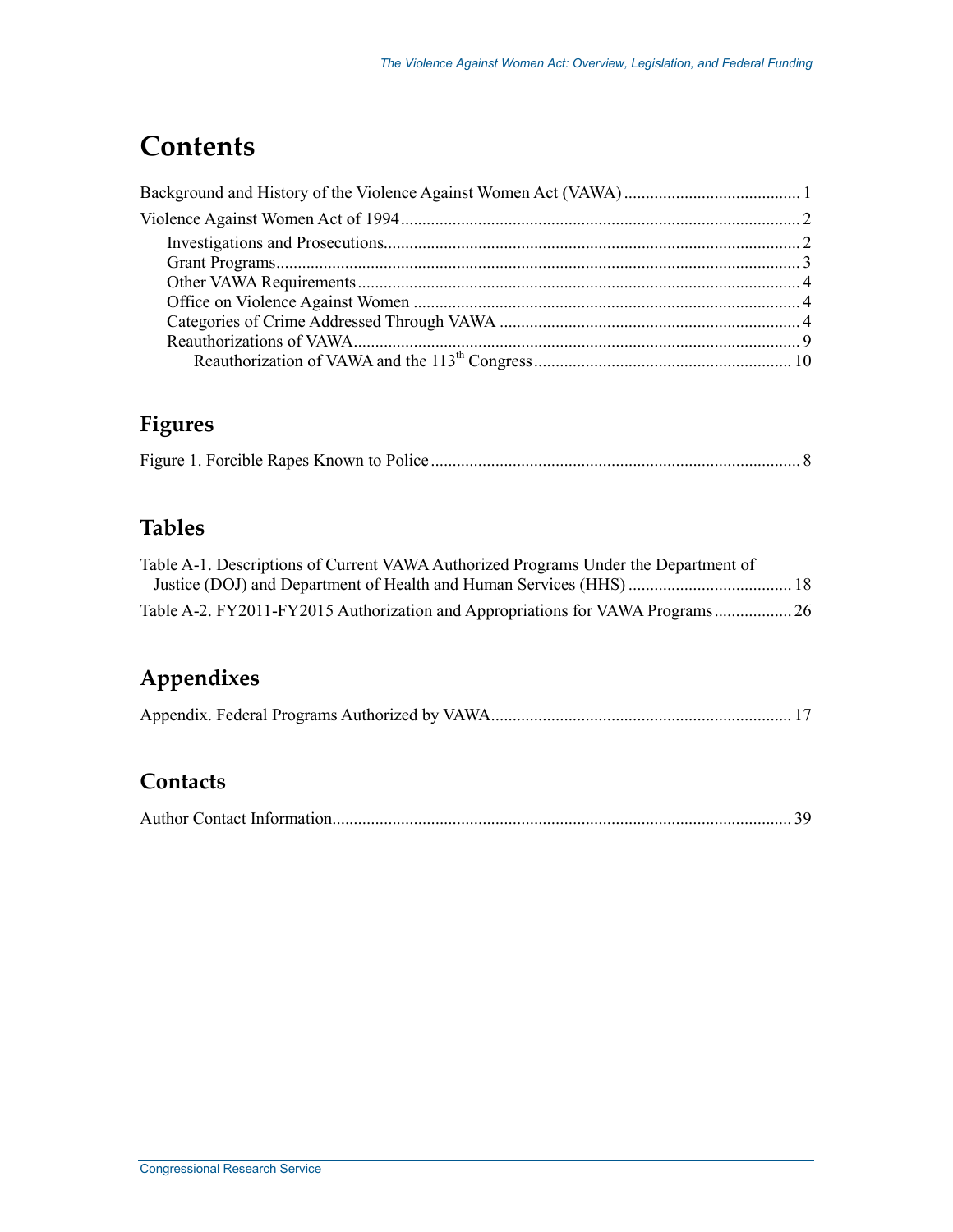# Contents

Background and History of the Violence Against Women Act (VAWA) ........................................ 1

Violence Against Women Act of 1994 ............................................................................................ 2

- Investigations and Prosecutions ................................................................................................ 2
- Grant Programs ......................................................................................................................... 3
- Other VAWA Requirements ...................................................................................................... 4
- Office on Violence Against Women ......................................................................................... 4
- Categories of Crime Addressed Through VAWA ..................................................................... 4
- Reauthorizations of VAWA ...................................................................................................... 9
  - Reauthorization of VAWA and the 113th Congress ............................................................ 10

## Figures

Figure 1. Forcible Rapes Known to Police ..................................................................................... 8

## Tables

Table A-1. Descriptions of Current VAWA Authorized Programs Under the Department of Justice (DOJ) and Department of Health and Human Services (HHS) ...................................... 18

Table A-2. FY2011-FY2015 Authorization and Appropriations for VAWA Programs .................. 26

## Appendixes

Appendix. Federal Programs Authorized by VAWA ..................................................................... 17

## Contacts

Author Contact Information .......................................................................................................... 39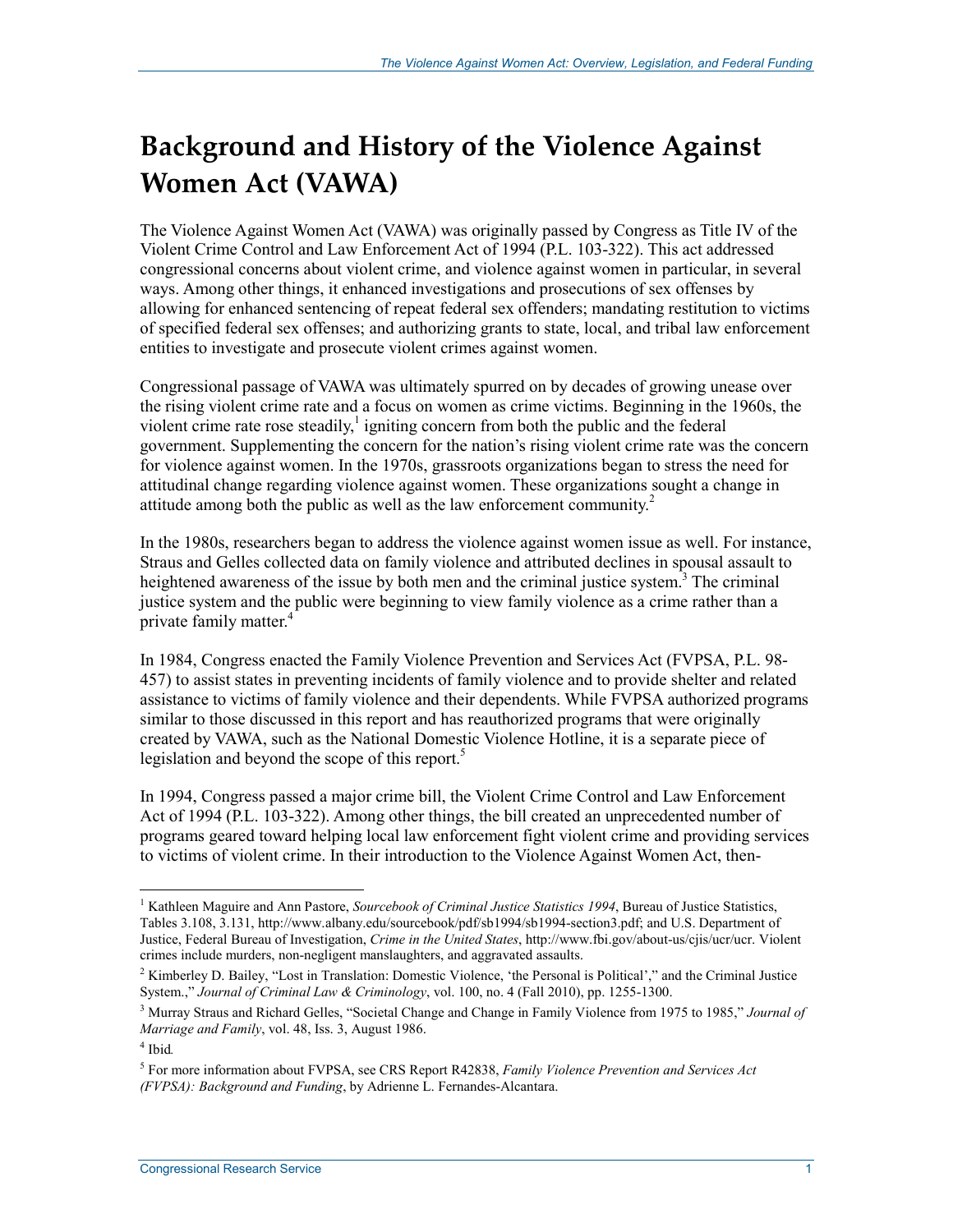# Background and History of the Violence Against Women Act (VAWA)

The Violence Against Women Act (VAWA) was originally passed by Congress as Title IV of the Violent Crime Control and Law Enforcement Act of 1994 (P.L. 103-322). This act addressed congressional concerns about violent crime, and violence against women in particular, in several ways. Among other things, it enhanced investigations and prosecutions of sex offenses by allowing for enhanced sentencing of repeat federal sex offenders; mandating restitution to victims of specified federal sex offenses; and authorizing grants to state, local, and tribal law enforcement entities to investigate and prosecute violent crimes against women.

Congressional passage of VAWA was ultimately spurred on by decades of growing unease over the rising violent crime rate and a focus on women as crime victims. Beginning in the 1960s, the violent crime rate rose steadily,[1] igniting concern from both the public and the federal government. Supplementing the concern for the nation's rising violent crime rate was the concern for violence against women. In the 1970s, grassroots organizations began to stress the need for attitudinal change regarding violence against women. These organizations sought a change in attitude among both the public as well as the law enforcement community.[2]

In the 1980s, researchers began to address the violence against women issue as well. For instance, Straus and Gelles collected data on family violence and attributed declines in spousal assault to heightened awareness of the issue by both men and the criminal justice system.[3] The criminal justice system and the public were beginning to view family violence as a crime rather than a private family matter.[4]

In 1984, Congress enacted the Family Violence Prevention and Services Act (FVPSA, P.L. 98-457) to assist states in preventing incidents of family violence and to provide shelter and related assistance to victims of family violence and their dependents. While FVPSA authorized programs similar to those discussed in this report and has reauthorized programs that were originally created by VAWA, such as the National Domestic Violence Hotline, it is a separate piece of legislation and beyond the scope of this report.[5]

In 1994, Congress passed a major crime bill, the Violent Crime Control and Law Enforcement Act of 1994 (P.L. 103-322). Among other things, the bill created an unprecedented number of programs geared toward helping local law enforcement fight violent crime and providing services to victims of violent crime. In their introduction to the Violence Against Women Act, then-

---

[1] Kathleen Maguire and Ann Pastore, *Sourcebook of Criminal Justice Statistics 1994*, Bureau of Justice Statistics, Tables 3.108, 3.131, http://www.albany.edu/sourcebook/pdf/sb1994/sb1994-section3.pdf; and U.S. Department of Justice, Federal Bureau of Investigation, *Crime in the United States*, http://www.fbi.gov/about-us/cjis/ucr/ucr. Violent crimes include murders, non-negligent manslaughters, and aggravated assaults.

[2] Kimberley D. Bailey, "Lost in Translation: Domestic Violence, 'the Personal is Political'," and the Criminal Justice System.," *Journal of Criminal Law & Criminology*, vol. 100, no. 4 (Fall 2010), pp. 1255-1300.

[3] Murray Straus and Richard Gelles, "Societal Change and Change in Family Violence from 1975 to 1985," *Journal of Marriage and Family*, vol. 48, Iss. 3, August 1986.

[4] Ibid.

[5] For more information about FVPSA, see CRS Report R42838, *Family Violence Prevention and Services Act (FVPSA): Background and Funding*, by Adrienne L. Fernandes-Alcantara.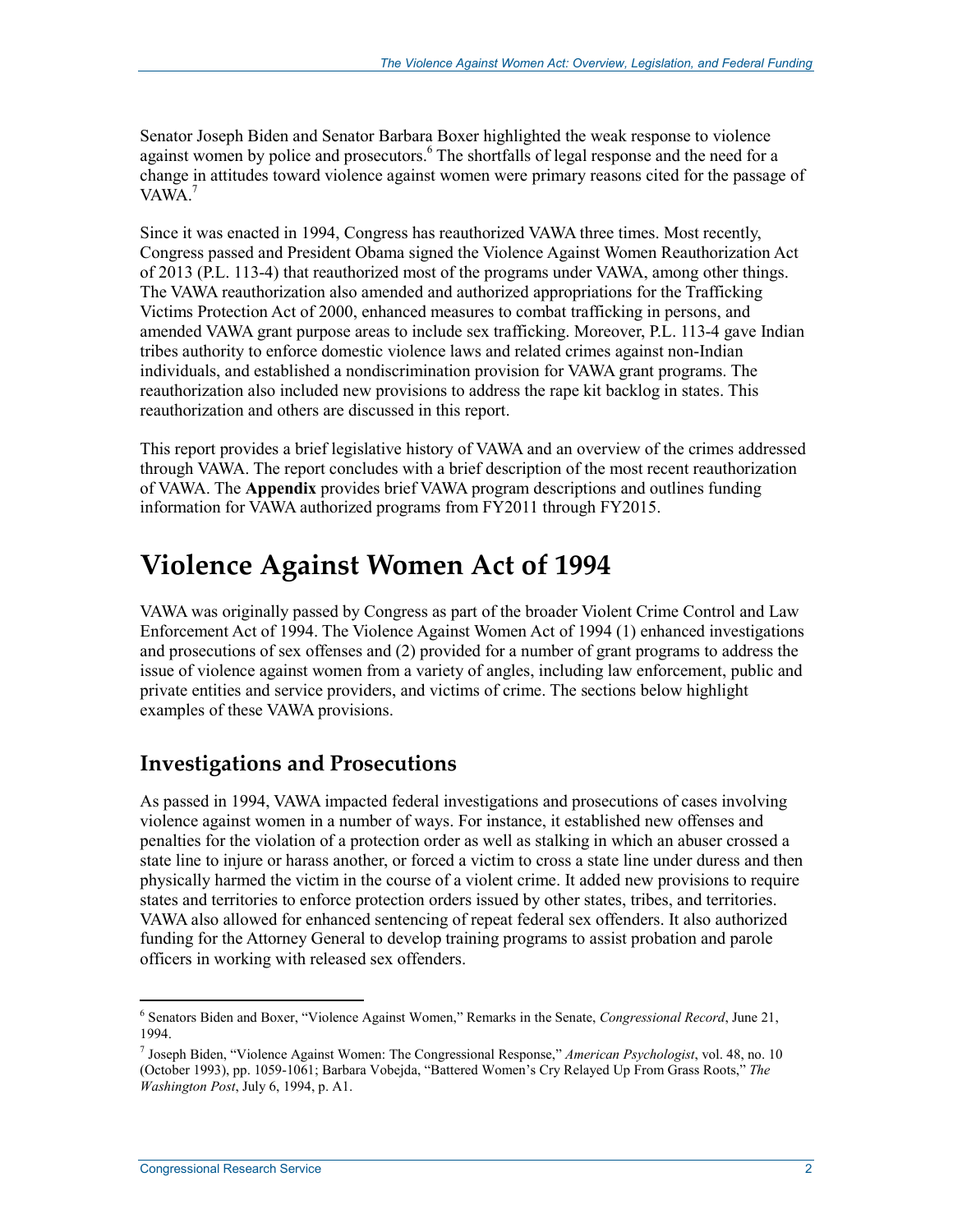Senator Joseph Biden and Senator Barbara Boxer highlighted the weak response to violence against women by police and prosecutors.[6] The shortfalls of legal response and the need for a change in attitudes toward violence against women were primary reasons cited for the passage of VAWA.[7]

Since it was enacted in 1994, Congress has reauthorized VAWA three times. Most recently, Congress passed and President Obama signed the Violence Against Women Reauthorization Act of 2013 (P.L. 113-4) that reauthorized most of the programs under VAWA, among other things. The VAWA reauthorization also amended and authorized appropriations for the Trafficking Victims Protection Act of 2000, enhanced measures to combat trafficking in persons, and amended VAWA grant purpose areas to include sex trafficking. Moreover, P.L. 113-4 gave Indian tribes authority to enforce domestic violence laws and related crimes against non-Indian individuals, and established a nondiscrimination provision for VAWA grant programs. The reauthorization also included new provisions to address the rape kit backlog in states. This reauthorization and others are discussed in this report.

This report provides a brief legislative history of VAWA and an overview of the crimes addressed through VAWA. The report concludes with a brief description of the most recent reauthorization of VAWA. The **Appendix** provides brief VAWA program descriptions and outlines funding information for VAWA authorized programs from FY2011 through FY2015.

# Violence Against Women Act of 1994

VAWA was originally passed by Congress as part of the broader Violent Crime Control and Law Enforcement Act of 1994. The Violence Against Women Act of 1994 (1) enhanced investigations and prosecutions of sex offenses and (2) provided for a number of grant programs to address the issue of violence against women from a variety of angles, including law enforcement, public and private entities and service providers, and victims of crime. The sections below highlight examples of these VAWA provisions.

## Investigations and Prosecutions

As passed in 1994, VAWA impacted federal investigations and prosecutions of cases involving violence against women in a number of ways. For instance, it established new offenses and penalties for the violation of a protection order as well as stalking in which an abuser crossed a state line to injure or harass another, or forced a victim to cross a state line under duress and then physically harmed the victim in the course of a violent crime. It added new provisions to require states and territories to enforce protection orders issued by other states, tribes, and territories. VAWA also allowed for enhanced sentencing of repeat federal sex offenders. It also authorized funding for the Attorney General to develop training programs to assist probation and parole officers in working with released sex offenders.

---

[6] Senators Biden and Boxer, "Violence Against Women," Remarks in the Senate, *Congressional Record*, June 21, 1994.

[7] Joseph Biden, "Violence Against Women: The Congressional Response," *American Psychologist*, vol. 48, no. 10 (October 1993), pp. 1059-1061; Barbara Vobejda, "Battered Women's Cry Relayed Up From Grass Roots," *The Washington Post*, July 6, 1994, p. A1.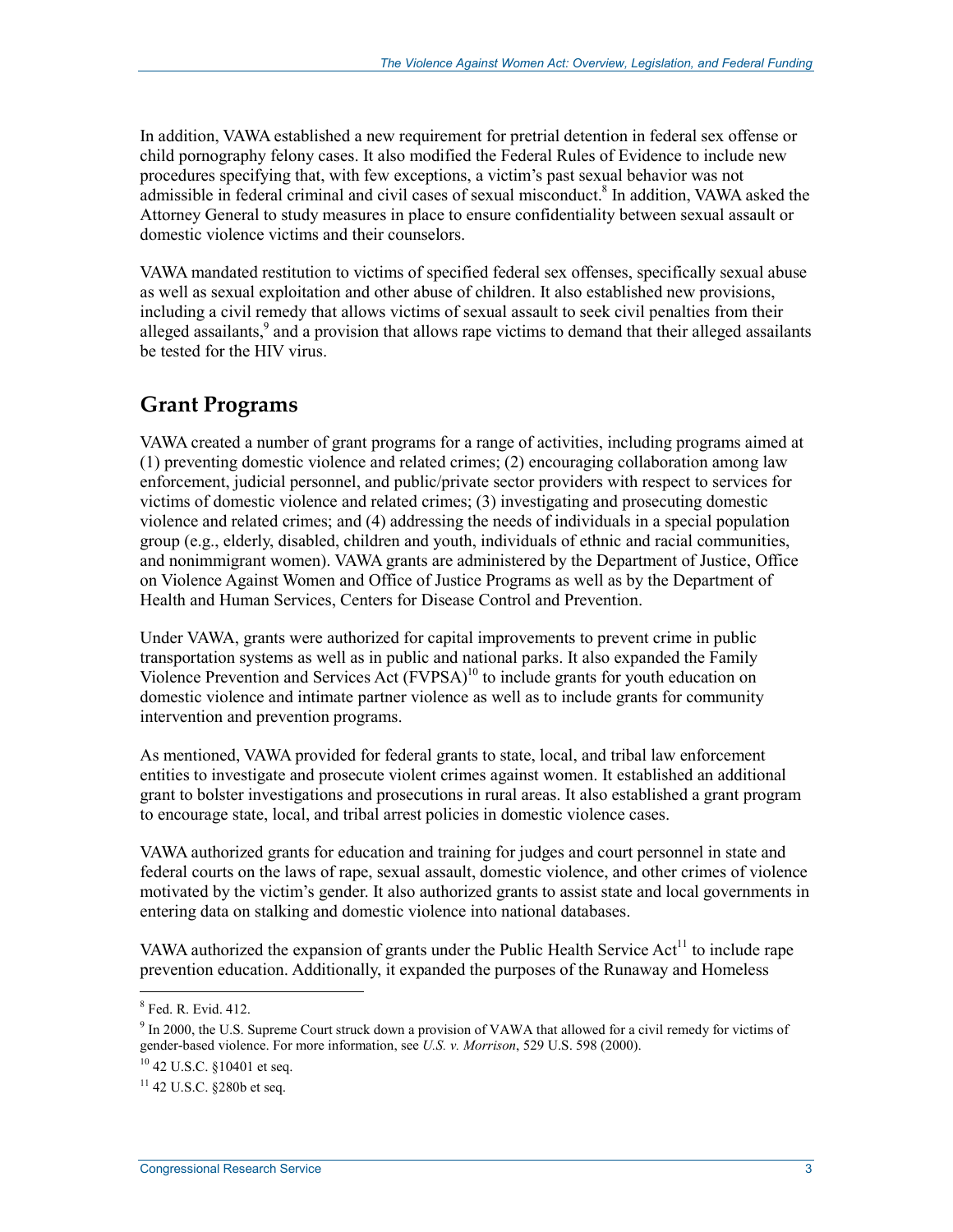In addition, VAWA established a new requirement for pretrial detention in federal sex offense or child pornography felony cases. It also modified the Federal Rules of Evidence to include new procedures specifying that, with few exceptions, a victim's past sexual behavior was not admissible in federal criminal and civil cases of sexual misconduct.[8] In addition, VAWA asked the Attorney General to study measures in place to ensure confidentiality between sexual assault or domestic violence victims and their counselors.

VAWA mandated restitution to victims of specified federal sex offenses, specifically sexual abuse as well as sexual exploitation and other abuse of children. It also established new provisions, including a civil remedy that allows victims of sexual assault to seek civil penalties from their alleged assailants,[9] and a provision that allows rape victims to demand that their alleged assailants be tested for the HIV virus.

## Grant Programs

VAWA created a number of grant programs for a range of activities, including programs aimed at (1) preventing domestic violence and related crimes; (2) encouraging collaboration among law enforcement, judicial personnel, and public/private sector providers with respect to services for victims of domestic violence and related crimes; (3) investigating and prosecuting domestic violence and related crimes; and (4) addressing the needs of individuals in a special population group (e.g., elderly, disabled, children and youth, individuals of ethnic and racial communities, and nonimmigrant women). VAWA grants are administered by the Department of Justice, Office on Violence Against Women and Office of Justice Programs as well as by the Department of Health and Human Services, Centers for Disease Control and Prevention.

Under VAWA, grants were authorized for capital improvements to prevent crime in public transportation systems as well as in public and national parks. It also expanded the Family Violence Prevention and Services Act (FVPSA)[10] to include grants for youth education on domestic violence and intimate partner violence as well as to include grants for community intervention and prevention programs.

As mentioned, VAWA provided for federal grants to state, local, and tribal law enforcement entities to investigate and prosecute violent crimes against women. It established an additional grant to bolster investigations and prosecutions in rural areas. It also established a grant program to encourage state, local, and tribal arrest policies in domestic violence cases.

VAWA authorized grants for education and training for judges and court personnel in state and federal courts on the laws of rape, sexual assault, domestic violence, and other crimes of violence motivated by the victim's gender. It also authorized grants to assist state and local governments in entering data on stalking and domestic violence into national databases.

VAWA authorized the expansion of grants under the Public Health Service Act[11] to include rape prevention education. Additionally, it expanded the purposes of the Runaway and Homeless

---

[8] Fed. R. Evid. 412.

[9] In 2000, the U.S. Supreme Court struck down a provision of VAWA that allowed for a civil remedy for victims of gender-based violence. For more information, see *U.S. v. Morrison*, 529 U.S. 598 (2000).

[10] 42 U.S.C. §10401 et seq.

[11] 42 U.S.C. §280b et seq.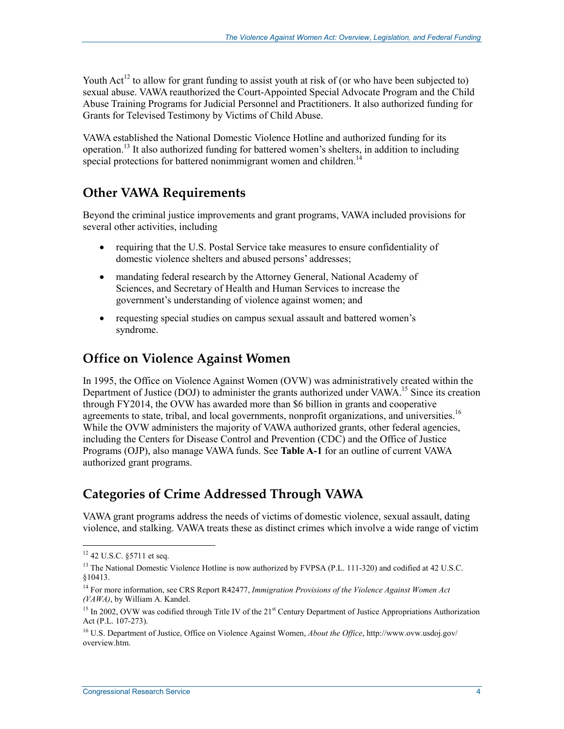Youth Act[12] to allow for grant funding to assist youth at risk of (or who have been subjected to) sexual abuse. VAWA reauthorized the Court-Appointed Special Advocate Program and the Child Abuse Training Programs for Judicial Personnel and Practitioners. It also authorized funding for Grants for Televised Testimony by Victims of Child Abuse.

VAWA established the National Domestic Violence Hotline and authorized funding for its operation.[13] It also authorized funding for battered women's shelters, in addition to including special protections for battered nonimmigrant women and children.[14]

## Other VAWA Requirements

Beyond the criminal justice improvements and grant programs, VAWA included provisions for several other activities, including

- requiring that the U.S. Postal Service take measures to ensure confidentiality of domestic violence shelters and abused persons' addresses;
- mandating federal research by the Attorney General, National Academy of Sciences, and Secretary of Health and Human Services to increase the government's understanding of violence against women; and
- requesting special studies on campus sexual assault and battered women's syndrome.

## Office on Violence Against Women

In 1995, the Office on Violence Against Women (OVW) was administratively created within the Department of Justice (DOJ) to administer the grants authorized under VAWA.[15] Since its creation through FY2014, the OVW has awarded more than $6 billion in grants and cooperative agreements to state, tribal, and local governments, nonprofit organizations, and universities.[16] While the OVW administers the majority of VAWA authorized grants, other federal agencies, including the Centers for Disease Control and Prevention (CDC) and the Office of Justice Programs (OJP), also manage VAWA funds. See **Table A-1** for an outline of current VAWA authorized grant programs.

## Categories of Crime Addressed Through VAWA

VAWA grant programs address the needs of victims of domestic violence, sexual assault, dating violence, and stalking. VAWA treats these as distinct crimes which involve a wide range of victim

---

[12] 42 U.S.C. §5711 et seq.

[13] The National Domestic Violence Hotline is now authorized by FVPSA (P.L. 111-320) and codified at 42 U.S.C. §10413.

[14] For more information, see CRS Report R42477, *Immigration Provisions of the Violence Against Women Act (VAWA)*, by William A. Kandel.

[15] In 2002, OVW was codified through Title IV of the 21st Century Department of Justice Appropriations Authorization Act (P.L. 107-273).

[16] U.S. Department of Justice, Office on Violence Against Women, *About the Office*, http://www.ovw.usdoj.gov/overview.htm.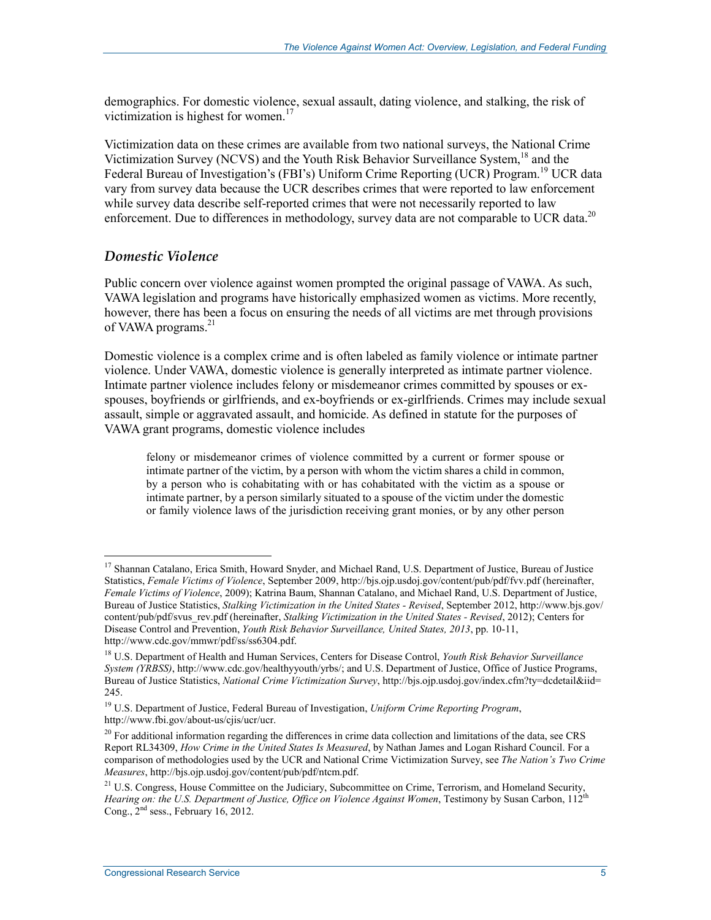demographics. For domestic violence, sexual assault, dating violence, and stalking, the risk of victimization is highest for women.[17]

Victimization data on these crimes are available from two national surveys, the National Crime Victimization Survey (NCVS) and the Youth Risk Behavior Surveillance System,[18] and the Federal Bureau of Investigation's (FBI's) Uniform Crime Reporting (UCR) Program.[19] UCR data vary from survey data because the UCR describes crimes that were reported to law enforcement while survey data describe self-reported crimes that were not necessarily reported to law enforcement. Due to differences in methodology, survey data are not comparable to UCR data.[20]

### *Domestic Violence*

Public concern over violence against women prompted the original passage of VAWA. As such, VAWA legislation and programs have historically emphasized women as victims. More recently, however, there has been a focus on ensuring the needs of all victims are met through provisions of VAWA programs.[21]

Domestic violence is a complex crime and is often labeled as family violence or intimate partner violence. Under VAWA, domestic violence is generally interpreted as intimate partner violence. Intimate partner violence includes felony or misdemeanor crimes committed by spouses or ex-spouses, boyfriends or girlfriends, and ex-boyfriends or ex-girlfriends. Crimes may include sexual assault, simple or aggravated assault, and homicide. As defined in statute for the purposes of VAWA grant programs, domestic violence includes

> felony or misdemeanor crimes of violence committed by a current or former spouse or intimate partner of the victim, by a person with whom the victim shares a child in common, by a person who is cohabitating with or has cohabitated with the victim as a spouse or intimate partner, by a person similarly situated to a spouse of the victim under the domestic or family violence laws of the jurisdiction receiving grant monies, or by any other person

---

[17] Shannan Catalano, Erica Smith, Howard Snyder, and Michael Rand, U.S. Department of Justice, Bureau of Justice Statistics, *Female Victims of Violence*, September 2009, http://bjs.ojp.usdoj.gov/content/pub/pdf/fvv.pdf (hereinafter, *Female Victims of Violence*, 2009); Katrina Baum, Shannan Catalano, and Michael Rand, U.S. Department of Justice, Bureau of Justice Statistics, *Stalking Victimization in the United States - Revised*, September 2012, http://www.bjs.gov/content/pub/pdf/svus_rev.pdf (hereinafter, *Stalking Victimization in the United States - Revised*, 2012); Centers for Disease Control and Prevention, *Youth Risk Behavior Surveillance, United States, 2013*, pp. 10-11, http://www.cdc.gov/mmwr/pdf/ss/ss6304.pdf.

[18] U.S. Department of Health and Human Services, Centers for Disease Control, *Youth Risk Behavior Surveillance System (YRBSS)*, http://www.cdc.gov/healthyyouth/yrbs/; and U.S. Department of Justice, Office of Justice Programs, Bureau of Justice Statistics, *National Crime Victimization Survey*, http://bjs.ojp.usdoj.gov/index.cfm?ty=dcdetail&iid=245.

[19] U.S. Department of Justice, Federal Bureau of Investigation, *Uniform Crime Reporting Program*, http://www.fbi.gov/about-us/cjis/ucr/ucr.

[20] For additional information regarding the differences in crime data collection and limitations of the data, see CRS Report RL34309, *How Crime in the United States Is Measured*, by Nathan James and Logan Rishard Council. For a comparison of methodologies used by the UCR and National Crime Victimization Survey, see *The Nation's Two Crime Measures*, http://bjs.ojp.usdoj.gov/content/pub/pdf/ntcm.pdf.

[21] U.S. Congress, House Committee on the Judiciary, Subcommittee on Crime, Terrorism, and Homeland Security, *Hearing on: the U.S. Department of Justice, Office on Violence Against Women*, Testimony by Susan Carbon, 112th Cong., 2nd sess., February 16, 2012.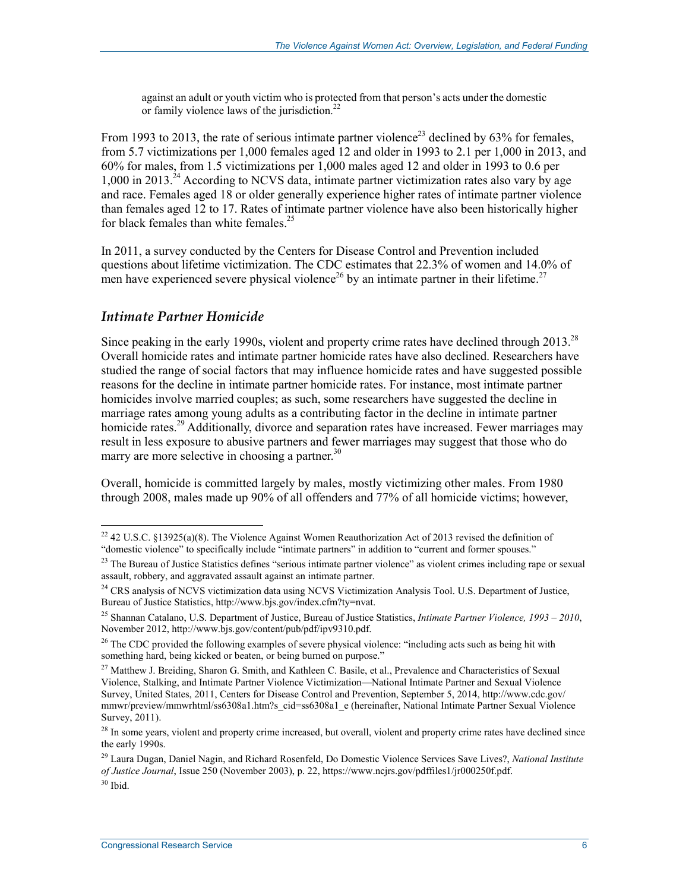against an adult or youth victim who is protected from that person's acts under the domestic or family violence laws of the jurisdiction.[22]

From 1993 to 2013, the rate of serious intimate partner violence[23] declined by 63% for females, from 5.7 victimizations per 1,000 females aged 12 and older in 1993 to 2.1 per 1,000 in 2013, and 60% for males, from 1.5 victimizations per 1,000 males aged 12 and older in 1993 to 0.6 per 1,000 in 2013.[24] According to NCVS data, intimate partner victimization rates also vary by age and race. Females aged 18 or older generally experience higher rates of intimate partner violence than females aged 12 to 17. Rates of intimate partner violence have also been historically higher for black females than white females.[25]

In 2011, a survey conducted by the Centers for Disease Control and Prevention included questions about lifetime victimization. The CDC estimates that 22.3% of women and 14.0% of men have experienced severe physical violence[26] by an intimate partner in their lifetime.[27]

### *Intimate Partner Homicide*

Since peaking in the early 1990s, violent and property crime rates have declined through 2013.[28] Overall homicide rates and intimate partner homicide rates have also declined. Researchers have studied the range of social factors that may influence homicide rates and have suggested possible reasons for the decline in intimate partner homicide rates. For instance, most intimate partner homicides involve married couples; as such, some researchers have suggested the decline in marriage rates among young adults as a contributing factor in the decline in intimate partner homicide rates.[29] Additionally, divorce and separation rates have increased. Fewer marriages may result in less exposure to abusive partners and fewer marriages may suggest that those who do marry are more selective in choosing a partner.[30]

Overall, homicide is committed largely by males, mostly victimizing other males. From 1980 through 2008, males made up 90% of all offenders and 77% of all homicide victims; however,

---

[22] 42 U.S.C. §13925(a)(8). The Violence Against Women Reauthorization Act of 2013 revised the definition of "domestic violence" to specifically include "intimate partners" in addition to "current and former spouses."

[23] The Bureau of Justice Statistics defines "serious intimate partner violence" as violent crimes including rape or sexual assault, robbery, and aggravated assault against an intimate partner.

[24] CRS analysis of NCVS victimization data using NCVS Victimization Analysis Tool. U.S. Department of Justice, Bureau of Justice Statistics, http://www.bjs.gov/index.cfm?ty=nvat.

[25] Shannan Catalano, U.S. Department of Justice, Bureau of Justice Statistics, *Intimate Partner Violence, 1993 – 2010*, November 2012, http://www.bjs.gov/content/pub/pdf/ipv9310.pdf.

[26] The CDC provided the following examples of severe physical violence: "including acts such as being hit with something hard, being kicked or beaten, or being burned on purpose."

[27] Matthew J. Breiding, Sharon G. Smith, and Kathleen C. Basile, et al., Prevalence and Characteristics of Sexual Violence, Stalking, and Intimate Partner Violence Victimization—National Intimate Partner and Sexual Violence Survey, United States, 2011, Centers for Disease Control and Prevention, September 5, 2014, http://www.cdc.gov/mmwr/preview/mmwrhtml/ss6308a1.htm?s_cid=ss6308a1_e (hereinafter, National Intimate Partner Sexual Violence Survey, 2011).

[28] In some years, violent and property crime increased, but overall, violent and property crime rates have declined since the early 1990s.

[29] Laura Dugan, Daniel Nagin, and Richard Rosenfeld, Do Domestic Violence Services Save Lives?, *National Institute of Justice Journal*, Issue 250 (November 2003), p. 22, https://www.ncjrs.gov/pdffiles1/jr000250f.pdf.

[30] Ibid.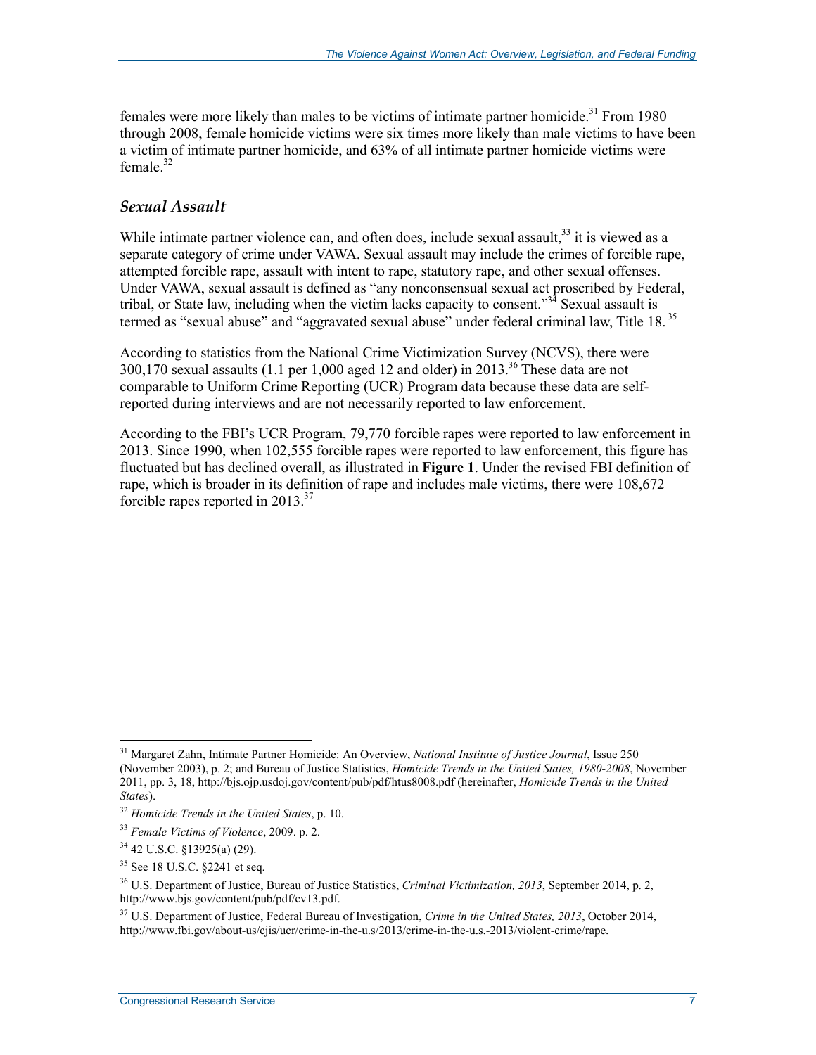females were more likely than males to be victims of intimate partner homicide.[31] From 1980 through 2008, female homicide victims were six times more likely than male victims to have been a victim of intimate partner homicide, and 63% of all intimate partner homicide victims were female.[32]

### *Sexual Assault*

While intimate partner violence can, and often does, include sexual assault,[33] it is viewed as a separate category of crime under VAWA. Sexual assault may include the crimes of forcible rape, attempted forcible rape, assault with intent to rape, statutory rape, and other sexual offenses. Under VAWA, sexual assault is defined as "any nonconsensual sexual act proscribed by Federal, tribal, or State law, including when the victim lacks capacity to consent."[34] Sexual assault is termed as "sexual abuse" and "aggravated sexual abuse" under federal criminal law, Title 18.[35]

According to statistics from the National Crime Victimization Survey (NCVS), there were 300,170 sexual assaults (1.1 per 1,000 aged 12 and older) in 2013.[36] These data are not comparable to Uniform Crime Reporting (UCR) Program data because these data are self-reported during interviews and are not necessarily reported to law enforcement.

According to the FBI's UCR Program, 79,770 forcible rapes were reported to law enforcement in 2013. Since 1990, when 102,555 forcible rapes were reported to law enforcement, this figure has fluctuated but has declined overall, as illustrated in **Figure 1**. Under the revised FBI definition of rape, which is broader in its definition of rape and includes male victims, there were 108,672 forcible rapes reported in 2013.[37]

---

[31] Margaret Zahn, Intimate Partner Homicide: An Overview, *National Institute of Justice Journal*, Issue 250 (November 2003), p. 2; and Bureau of Justice Statistics, *Homicide Trends in the United States, 1980-2008*, November 2011, pp. 3, 18, http://bjs.ojp.usdoj.gov/content/pub/pdf/htus8008.pdf (hereinafter, *Homicide Trends in the United States*).

[32] *Homicide Trends in the United States*, p. 10.

[33] *Female Victims of Violence*, 2009. p. 2.

[34] 42 U.S.C. §13925(a) (29).

[35] See 18 U.S.C. §2241 et seq.

[36] U.S. Department of Justice, Bureau of Justice Statistics, *Criminal Victimization, 2013*, September 2014, p. 2, http://www.bjs.gov/content/pub/pdf/cv13.pdf.

[37] U.S. Department of Justice, Federal Bureau of Investigation, *Crime in the United States, 2013*, October 2014, http://www.fbi.gov/about-us/cjis/ucr/crime-in-the-u.s/2013/crime-in-the-u.s.-2013/violent-crime/rape.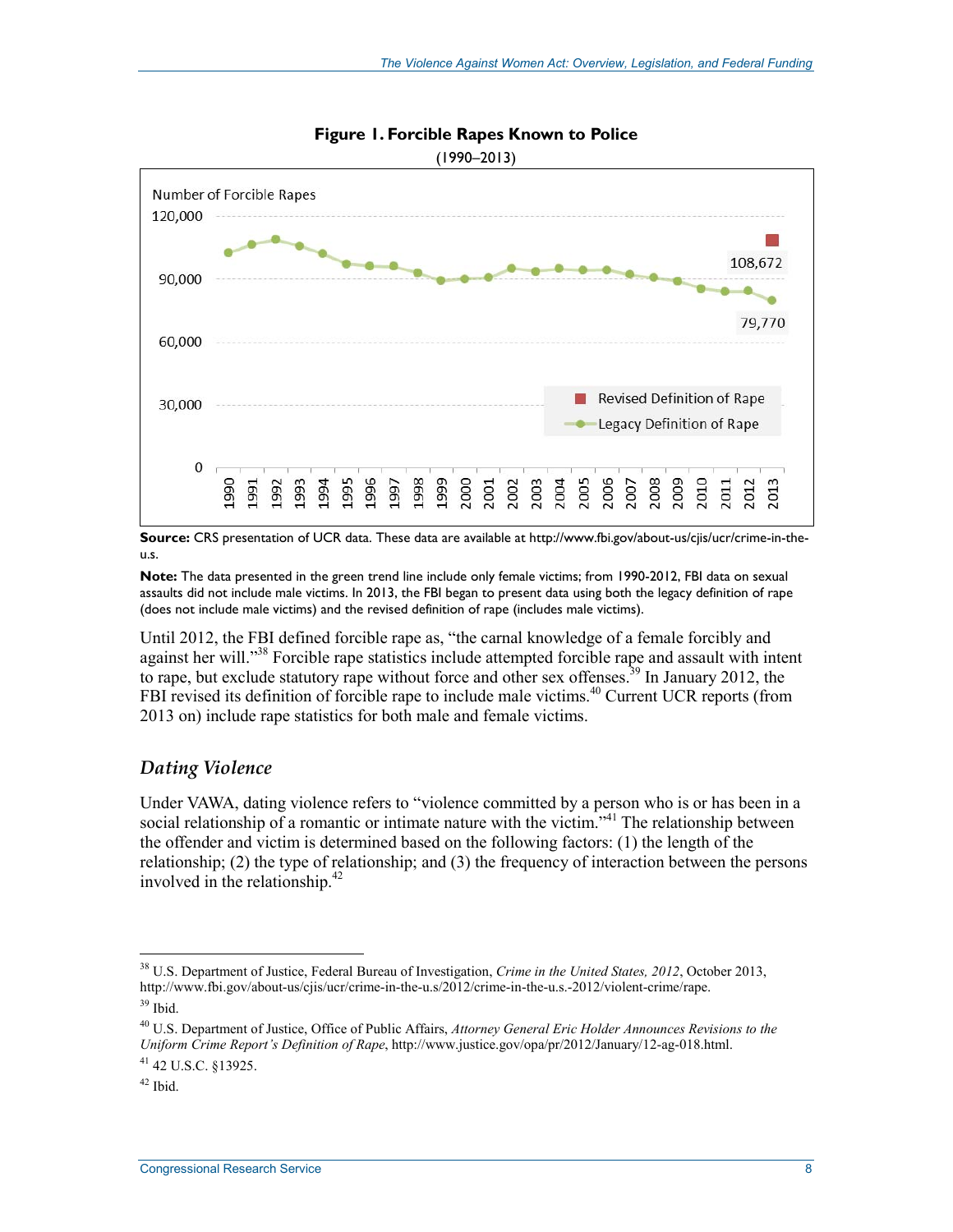**Figure 1. Forcible Rapes Known to Police**

(1990–2013)

**Source:** CRS presentation of UCR data. These data are available at http://www.fbi.gov/about-us/cjis/ucr/crime-in-the-u.s.

**Note:** The data presented in the green trend line include only female victims; from 1990-2012, FBI data on sexual assaults did not include male victims. In 2013, the FBI began to present data using both the legacy definition of rape (does not include male victims) and the revised definition of rape (includes male victims).

Until 2012, the FBI defined forcible rape as, "the carnal knowledge of a female forcibly and against her will."[38] Forcible rape statistics include attempted forcible rape and assault with intent to rape, but exclude statutory rape without force and other sex offenses.[39] In January 2012, the FBI revised its definition of forcible rape to include male victims.[40] Current UCR reports (from 2013 on) include rape statistics for both male and female victims.

### *Dating Violence*

Under VAWA, dating violence refers to "violence committed by a person who is or has been in a social relationship of a romantic or intimate nature with the victim."[41] The relationship between the offender and victim is determined based on the following factors: (1) the length of the relationship; (2) the type of relationship; and (3) the frequency of interaction between the persons involved in the relationship.[42]

---

[38] U.S. Department of Justice, Federal Bureau of Investigation, *Crime in the United States, 2012*, October 2013, http://www.fbi.gov/about-us/cjis/ucr/crime-in-the-u.s/2012/crime-in-the-u.s.-2012/violent-crime/rape.

[39] Ibid.

[40] U.S. Department of Justice, Office of Public Affairs, *Attorney General Eric Holder Announces Revisions to the Uniform Crime Report's Definition of Rape*, http://www.justice.gov/opa/pr/2012/January/12-ag-018.html.

[41] 42 U.S.C. §13925.

[42] Ibid.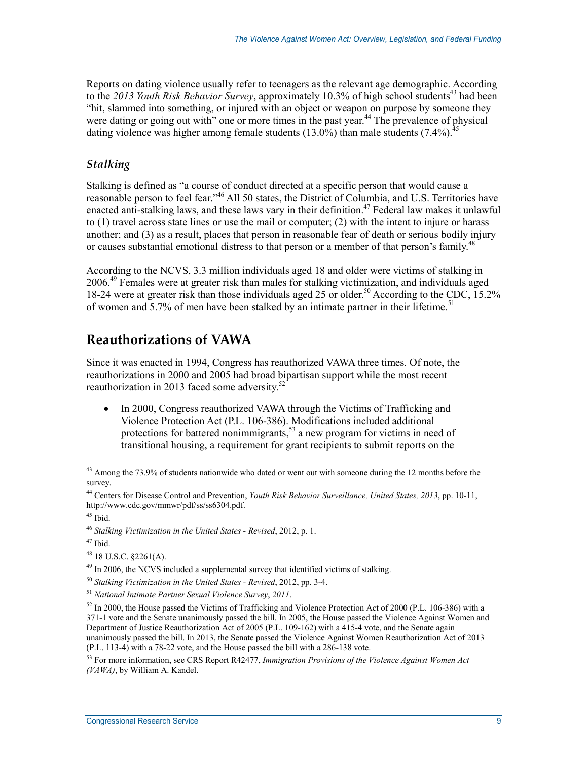Reports on dating violence usually refer to teenagers as the relevant age demographic. According to the *2013 Youth Risk Behavior Survey*, approximately 10.3% of high school students[43] had been "hit, slammed into something, or injured with an object or weapon on purpose by someone they were dating or going out with" one or more times in the past year.[44] The prevalence of physical dating violence was higher among female students (13.0%) than male students (7.4%).[45]

### *Stalking*

Stalking is defined as "a course of conduct directed at a specific person that would cause a reasonable person to feel fear."[46] All 50 states, the District of Columbia, and U.S. Territories have enacted anti-stalking laws, and these laws vary in their definition.[47] Federal law makes it unlawful to (1) travel across state lines or use the mail or computer; (2) with the intent to injure or harass another; and (3) as a result, places that person in reasonable fear of death or serious bodily injury or causes substantial emotional distress to that person or a member of that person's family.[48]

According to the NCVS, 3.3 million individuals aged 18 and older were victims of stalking in 2006.[49] Females were at greater risk than males for stalking victimization, and individuals aged 18-24 were at greater risk than those individuals aged 25 or older.[50] According to the CDC, 15.2% of women and 5.7% of men have been stalked by an intimate partner in their lifetime.[51]

## Reauthorizations of VAWA

Since it was enacted in 1994, Congress has reauthorized VAWA three times. Of note, the reauthorizations in 2000 and 2005 had broad bipartisan support while the most recent reauthorization in 2013 faced some adversity.[52]

- In 2000, Congress reauthorized VAWA through the Victims of Trafficking and Violence Protection Act (P.L. 106-386). Modifications included additional protections for battered nonimmigrants,[53] a new program for victims in need of transitional housing, a requirement for grant recipients to submit reports on the

---

[43] Among the 73.9% of students nationwide who dated or went out with someone during the 12 months before the survey.

[44] Centers for Disease Control and Prevention, *Youth Risk Behavior Surveillance, United States, 2013*, pp. 10-11, http://www.cdc.gov/mmwr/pdf/ss/ss6304.pdf.

[45] Ibid.

[46] *Stalking Victimization in the United States - Revised*, 2012, p. 1.

[47] Ibid.

[48] 18 U.S.C. §2261(A).

[49] In 2006, the NCVS included a supplemental survey that identified victims of stalking.

[50] *Stalking Victimization in the United States - Revised*, 2012, pp. 3-4.

[51] *National Intimate Partner Sexual Violence Survey*, *2011*.

[52] In 2000, the House passed the Victims of Trafficking and Violence Protection Act of 2000 (P.L. 106-386) with a 371-1 vote and the Senate unanimously passed the bill. In 2005, the House passed the Violence Against Women and Department of Justice Reauthorization Act of 2005 (P.L. 109-162) with a 415-4 vote, and the Senate again unanimously passed the bill. In 2013, the Senate passed the Violence Against Women Reauthorization Act of 2013 (P.L. 113-4) with a 78-22 vote, and the House passed the bill with a 286-138 vote.

[53] For more information, see CRS Report R42477, *Immigration Provisions of the Violence Against Women Act (VAWA)*, by William A. Kandel.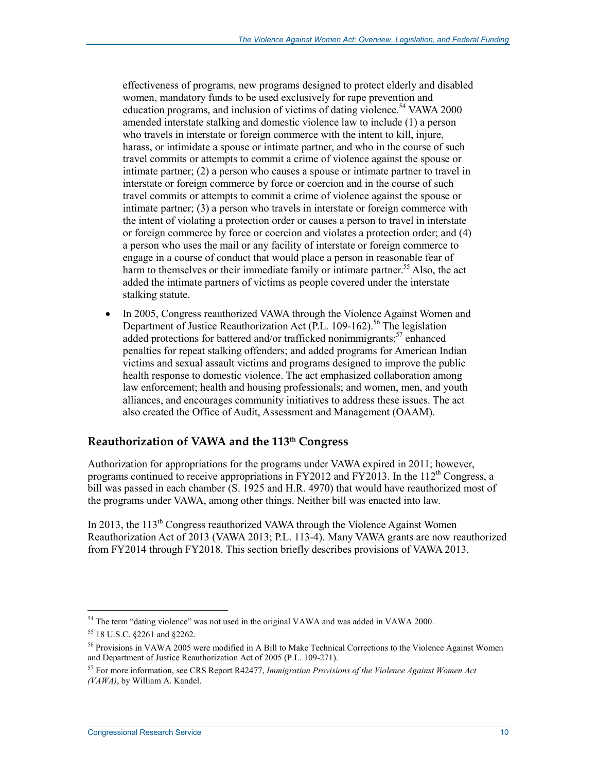effectiveness of programs, new programs designed to protect elderly and disabled women, mandatory funds to be used exclusively for rape prevention and education programs, and inclusion of victims of dating violence.[54] VAWA 2000 amended interstate stalking and domestic violence law to include (1) a person who travels in interstate or foreign commerce with the intent to kill, injure, harass, or intimidate a spouse or intimate partner, and who in the course of such travel commits or attempts to commit a crime of violence against the spouse or intimate partner; (2) a person who causes a spouse or intimate partner to travel in interstate or foreign commerce by force or coercion and in the course of such travel commits or attempts to commit a crime of violence against the spouse or intimate partner; (3) a person who travels in interstate or foreign commerce with the intent of violating a protection order or causes a person to travel in interstate or foreign commerce by force or coercion and violates a protection order; and (4) a person who uses the mail or any facility of interstate or foreign commerce to engage in a course of conduct that would place a person in reasonable fear of harm to themselves or their immediate family or intimate partner.[55] Also, the act added the intimate partners of victims as people covered under the interstate stalking statute.

- In 2005, Congress reauthorized VAWA through the Violence Against Women and Department of Justice Reauthorization Act (P.L. 109-162).[56] The legislation added protections for battered and/or trafficked nonimmigrants;[57] enhanced penalties for repeat stalking offenders; and added programs for American Indian victims and sexual assault victims and programs designed to improve the public health response to domestic violence. The act emphasized collaboration among law enforcement; health and housing professionals; and women, men, and youth alliances, and encourages community initiatives to address these issues. The act also created the Office of Audit, Assessment and Management (OAAM).

## Reauthorization of VAWA and the 113th Congress

Authorization for appropriations for the programs under VAWA expired in 2011; however, programs continued to receive appropriations in FY2012 and FY2013. In the 112th Congress, a bill was passed in each chamber (S. 1925 and H.R. 4970) that would have reauthorized most of the programs under VAWA, among other things. Neither bill was enacted into law.

In 2013, the 113th Congress reauthorized VAWA through the Violence Against Women Reauthorization Act of 2013 (VAWA 2013; P.L. 113-4). Many VAWA grants are now reauthorized from FY2014 through FY2018. This section briefly describes provisions of VAWA 2013.

---

[54] The term "dating violence" was not used in the original VAWA and was added in VAWA 2000.

[55] 18 U.S.C. §2261 and §2262.

[56] Provisions in VAWA 2005 were modified in A Bill to Make Technical Corrections to the Violence Against Women and Department of Justice Reauthorization Act of 2005 (P.L. 109-271).

[57] For more information, see CRS Report R42477, *Immigration Provisions of the Violence Against Women Act (VAWA)*, by William A. Kandel.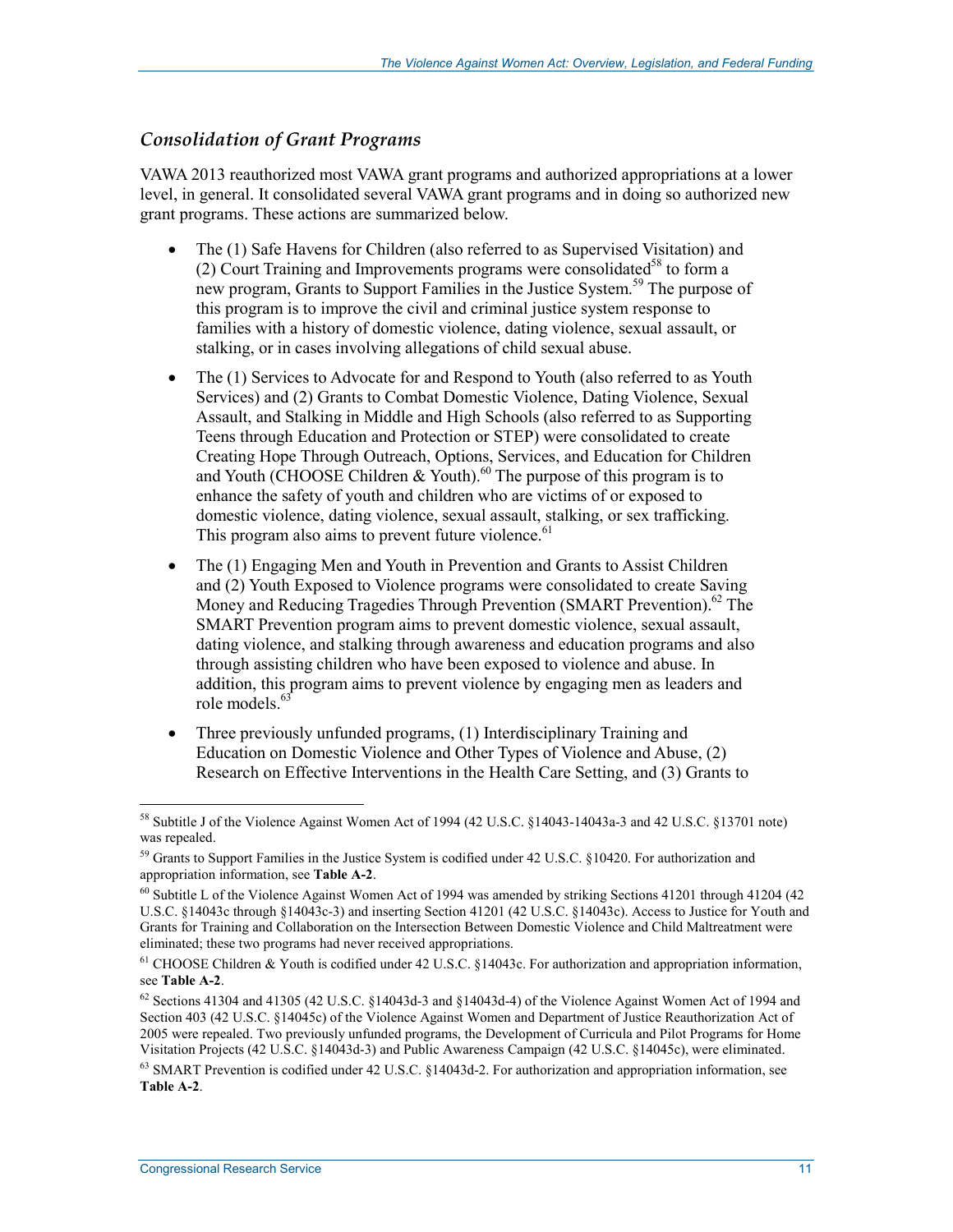### *Consolidation of Grant Programs*

VAWA 2013 reauthorized most VAWA grant programs and authorized appropriations at a lower level, in general. It consolidated several VAWA grant programs and in doing so authorized new grant programs. These actions are summarized below.

- The (1) Safe Havens for Children (also referred to as Supervised Visitation) and (2) Court Training and Improvements programs were consolidated[58] to form a new program, Grants to Support Families in the Justice System.[59] The purpose of this program is to improve the civil and criminal justice system response to families with a history of domestic violence, dating violence, sexual assault, or stalking, or in cases involving allegations of child sexual abuse.
- The (1) Services to Advocate for and Respond to Youth (also referred to as Youth Services) and (2) Grants to Combat Domestic Violence, Dating Violence, Sexual Assault, and Stalking in Middle and High Schools (also referred to as Supporting Teens through Education and Protection or STEP) were consolidated to create Creating Hope Through Outreach, Options, Services, and Education for Children and Youth (CHOOSE Children & Youth).[60] The purpose of this program is to enhance the safety of youth and children who are victims of or exposed to domestic violence, dating violence, sexual assault, stalking, or sex trafficking. This program also aims to prevent future violence.[61]
- The (1) Engaging Men and Youth in Prevention and Grants to Assist Children and (2) Youth Exposed to Violence programs were consolidated to create Saving Money and Reducing Tragedies Through Prevention (SMART Prevention).[62] The SMART Prevention program aims to prevent domestic violence, sexual assault, dating violence, and stalking through awareness and education programs and also through assisting children who have been exposed to violence and abuse. In addition, this program aims to prevent violence by engaging men as leaders and role models.[63]
- Three previously unfunded programs, (1) Interdisciplinary Training and Education on Domestic Violence and Other Types of Violence and Abuse, (2) Research on Effective Interventions in the Health Care Setting, and (3) Grants to

[58] Subtitle J of the Violence Against Women Act of 1994 (42 U.S.C. §14043-14043a-3 and 42 U.S.C. §13701 note) was repealed.

[59] Grants to Support Families in the Justice System is codified under 42 U.S.C. §10420. For authorization and appropriation information, see **Table A-2**.

[60] Subtitle L of the Violence Against Women Act of 1994 was amended by striking Sections 41201 through 41204 (42 U.S.C. §14043c through §14043c-3) and inserting Section 41201 (42 U.S.C. §14043c). Access to Justice for Youth and Grants for Training and Collaboration on the Intersection Between Domestic Violence and Child Maltreatment were eliminated; these two programs had never received appropriations.

[61] CHOOSE Children & Youth is codified under 42 U.S.C. §14043c. For authorization and appropriation information, see **Table A-2**.

[62] Sections 41304 and 41305 (42 U.S.C. §14043d-3 and §14043d-4) of the Violence Against Women Act of 1994 and Section 403 (42 U.S.C. §14045c) of the Violence Against Women and Department of Justice Reauthorization Act of 2005 were repealed. Two previously unfunded programs, the Development of Curricula and Pilot Programs for Home Visitation Projects (42 U.S.C. §14043d-3) and Public Awareness Campaign (42 U.S.C. §14045c), were eliminated.

[63] SMART Prevention is codified under 42 U.S.C. §14043d-2. For authorization and appropriation information, see **Table A-2**.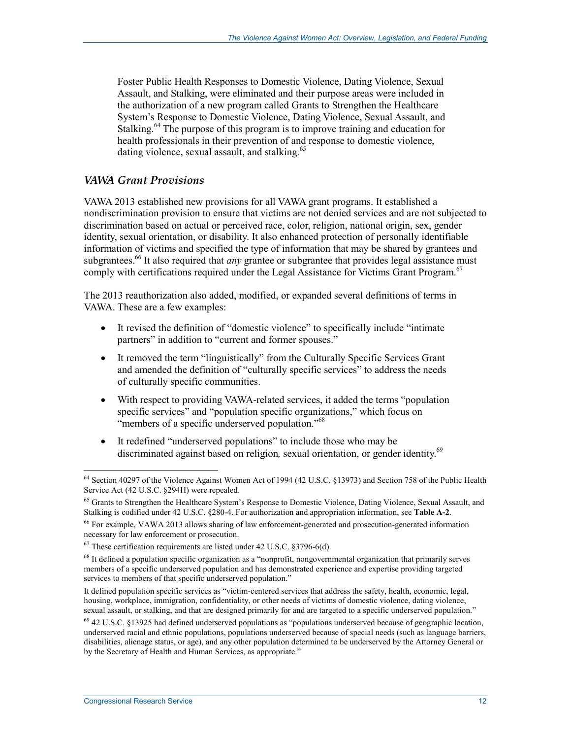Foster Public Health Responses to Domestic Violence, Dating Violence, Sexual Assault, and Stalking, were eliminated and their purpose areas were included in the authorization of a new program called Grants to Strengthen the Healthcare System's Response to Domestic Violence, Dating Violence, Sexual Assault, and Stalking.[64] The purpose of this program is to improve training and education for health professionals in their prevention of and response to domestic violence, dating violence, sexual assault, and stalking.[65]

### *VAWA Grant Provisions*

VAWA 2013 established new provisions for all VAWA grant programs. It established a nondiscrimination provision to ensure that victims are not denied services and are not subjected to discrimination based on actual or perceived race, color, religion, national origin, sex, gender identity, sexual orientation, or disability. It also enhanced protection of personally identifiable information of victims and specified the type of information that may be shared by grantees and subgrantees.[66] It also required that *any* grantee or subgrantee that provides legal assistance must comply with certifications required under the Legal Assistance for Victims Grant Program.[67]

The 2013 reauthorization also added, modified, or expanded several definitions of terms in VAWA. These are a few examples:

- It revised the definition of "domestic violence" to specifically include "intimate partners" in addition to "current and former spouses."
- It removed the term "linguistically" from the Culturally Specific Services Grant and amended the definition of "culturally specific services" to address the needs of culturally specific communities.
- With respect to providing VAWA-related services, it added the terms "population specific services" and "population specific organizations," which focus on "members of a specific underserved population."[68]
- It redefined "underserved populations" to include those who may be discriminated against based on religion*,* sexual orientation, or gender identity.[69]

---

[64] Section 40297 of the Violence Against Women Act of 1994 (42 U.S.C. §13973) and Section 758 of the Public Health Service Act (42 U.S.C. §294H) were repealed.

[65] Grants to Strengthen the Healthcare System's Response to Domestic Violence, Dating Violence, Sexual Assault, and Stalking is codified under 42 U.S.C. §280-4. For authorization and appropriation information, see **Table A-2**.

[66] For example, VAWA 2013 allows sharing of law enforcement-generated and prosecution-generated information necessary for law enforcement or prosecution.

[67] These certification requirements are listed under 42 U.S.C. §3796-6(d).

[68] It defined a population specific organization as a "nonprofit, nongovernmental organization that primarily serves members of a specific underserved population and has demonstrated experience and expertise providing targeted services to members of that specific underserved population."

It defined population specific services as "victim-centered services that address the safety, health, economic, legal, housing, workplace, immigration, confidentiality, or other needs of victims of domestic violence, dating violence, sexual assault, or stalking, and that are designed primarily for and are targeted to a specific underserved population."

[69] 42 U.S.C. §13925 had defined underserved populations as "populations underserved because of geographic location, underserved racial and ethnic populations, populations underserved because of special needs (such as language barriers, disabilities, alienage status, or age), and any other population determined to be underserved by the Attorney General or by the Secretary of Health and Human Services, as appropriate."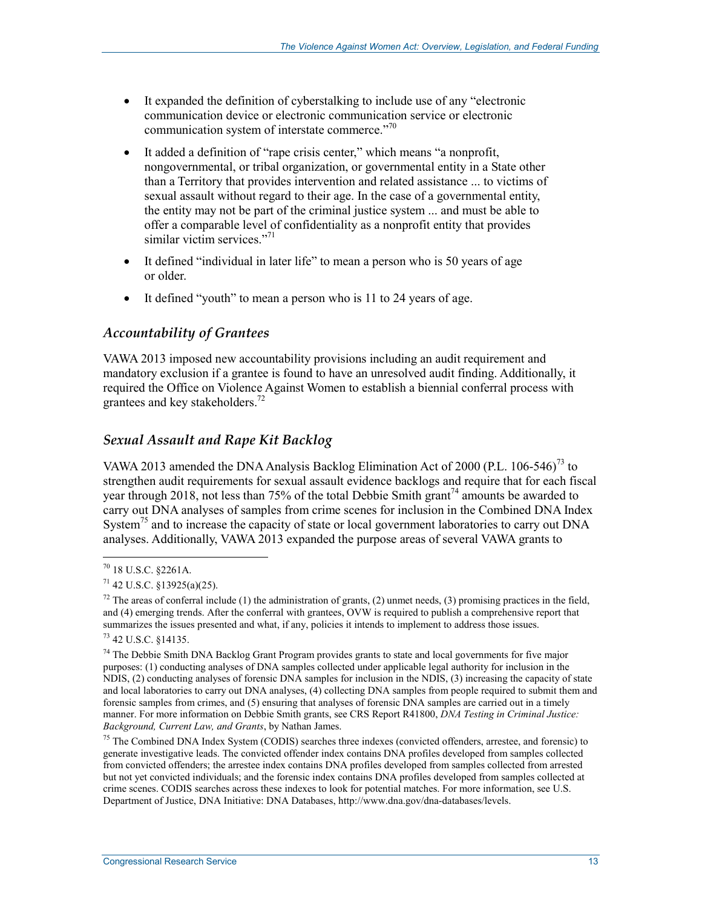- It expanded the definition of cyberstalking to include use of any "electronic communication device or electronic communication service or electronic communication system of interstate commerce."[70]
- It added a definition of "rape crisis center," which means "a nonprofit, nongovernmental, or tribal organization, or governmental entity in a State other than a Territory that provides intervention and related assistance ... to victims of sexual assault without regard to their age. In the case of a governmental entity, the entity may not be part of the criminal justice system ... and must be able to offer a comparable level of confidentiality as a nonprofit entity that provides similar victim services."[71]
- It defined "individual in later life" to mean a person who is 50 years of age or older.
- It defined "youth" to mean a person who is 11 to 24 years of age.

### *Accountability of Grantees*

VAWA 2013 imposed new accountability provisions including an audit requirement and mandatory exclusion if a grantee is found to have an unresolved audit finding. Additionally, it required the Office on Violence Against Women to establish a biennial conferral process with grantees and key stakeholders.[72]

### *Sexual Assault and Rape Kit Backlog*

VAWA 2013 amended the DNA Analysis Backlog Elimination Act of 2000 (P.L. 106-546)[73] to strengthen audit requirements for sexual assault evidence backlogs and require that for each fiscal year through 2018, not less than 75% of the total Debbie Smith grant[74] amounts be awarded to carry out DNA analyses of samples from crime scenes for inclusion in the Combined DNA Index System[75] and to increase the capacity of state or local government laboratories to carry out DNA analyses. Additionally, VAWA 2013 expanded the purpose areas of several VAWA grants to

---

[70] 18 U.S.C. §2261A.

[71] 42 U.S.C. §13925(a)(25).

[72] The areas of conferral include (1) the administration of grants, (2) unmet needs, (3) promising practices in the field, and (4) emerging trends. After the conferral with grantees, OVW is required to publish a comprehensive report that summarizes the issues presented and what, if any, policies it intends to implement to address those issues.

[73] 42 U.S.C. §14135.

[74] The Debbie Smith DNA Backlog Grant Program provides grants to state and local governments for five major purposes: (1) conducting analyses of DNA samples collected under applicable legal authority for inclusion in the NDIS, (2) conducting analyses of forensic DNA samples for inclusion in the NDIS, (3) increasing the capacity of state and local laboratories to carry out DNA analyses, (4) collecting DNA samples from people required to submit them and forensic samples from crimes, and (5) ensuring that analyses of forensic DNA samples are carried out in a timely manner. For more information on Debbie Smith grants, see CRS Report R41800, *DNA Testing in Criminal Justice: Background, Current Law, and Grants*, by Nathan James.

[75] The Combined DNA Index System (CODIS) searches three indexes (convicted offenders, arrestee, and forensic) to generate investigative leads. The convicted offender index contains DNA profiles developed from samples collected from convicted offenders; the arrestee index contains DNA profiles developed from samples collected from arrested but not yet convicted individuals; and the forensic index contains DNA profiles developed from samples collected at crime scenes. CODIS searches across these indexes to look for potential matches. For more information, see U.S. Department of Justice, DNA Initiative: DNA Databases, http://www.dna.gov/dna-databases/levels.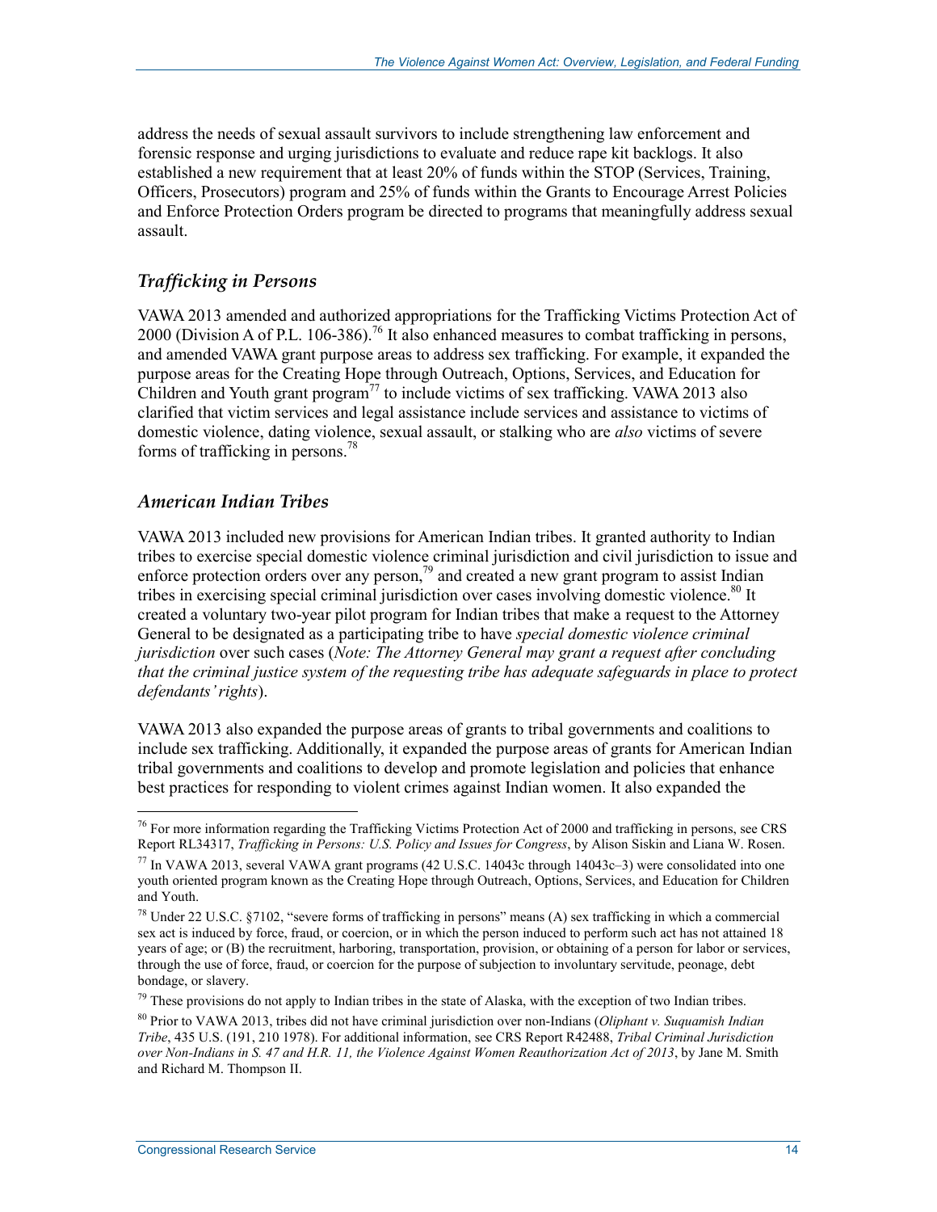address the needs of sexual assault survivors to include strengthening law enforcement and forensic response and urging jurisdictions to evaluate and reduce rape kit backlogs. It also established a new requirement that at least 20% of funds within the STOP (Services, Training, Officers, Prosecutors) program and 25% of funds within the Grants to Encourage Arrest Policies and Enforce Protection Orders program be directed to programs that meaningfully address sexual assault.

### *Trafficking in Persons*

VAWA 2013 amended and authorized appropriations for the Trafficking Victims Protection Act of 2000 (Division A of P.L. 106-386).[76] It also enhanced measures to combat trafficking in persons, and amended VAWA grant purpose areas to address sex trafficking. For example, it expanded the purpose areas for the Creating Hope through Outreach, Options, Services, and Education for Children and Youth grant program[77] to include victims of sex trafficking. VAWA 2013 also clarified that victim services and legal assistance include services and assistance to victims of domestic violence, dating violence, sexual assault, or stalking who are *also* victims of severe forms of trafficking in persons.[78]

### *American Indian Tribes*

VAWA 2013 included new provisions for American Indian tribes. It granted authority to Indian tribes to exercise special domestic violence criminal jurisdiction and civil jurisdiction to issue and enforce protection orders over any person,[79] and created a new grant program to assist Indian tribes in exercising special criminal jurisdiction over cases involving domestic violence.[80] It created a voluntary two-year pilot program for Indian tribes that make a request to the Attorney General to be designated as a participating tribe to have *special domestic violence criminal jurisdiction* over such cases (*Note: The Attorney General may grant a request after concluding that the criminal justice system of the requesting tribe has adequate safeguards in place to protect defendants' rights*).

VAWA 2013 also expanded the purpose areas of grants to tribal governments and coalitions to include sex trafficking. Additionally, it expanded the purpose areas of grants for American Indian tribal governments and coalitions to develop and promote legislation and policies that enhance best practices for responding to violent crimes against Indian women. It also expanded the

---

[76] For more information regarding the Trafficking Victims Protection Act of 2000 and trafficking in persons, see CRS Report RL34317, *Trafficking in Persons: U.S. Policy and Issues for Congress*, by Alison Siskin and Liana W. Rosen.

[77] In VAWA 2013, several VAWA grant programs (42 U.S.C. 14043c through 14043c–3) were consolidated into one youth oriented program known as the Creating Hope through Outreach, Options, Services, and Education for Children and Youth.

[78] Under 22 U.S.C. §7102, "severe forms of trafficking in persons" means (A) sex trafficking in which a commercial sex act is induced by force, fraud, or coercion, or in which the person induced to perform such act has not attained 18 years of age; or (B) the recruitment, harboring, transportation, provision, or obtaining of a person for labor or services, through the use of force, fraud, or coercion for the purpose of subjection to involuntary servitude, peonage, debt bondage, or slavery.

[79] These provisions do not apply to Indian tribes in the state of Alaska, with the exception of two Indian tribes.

[80] Prior to VAWA 2013, tribes did not have criminal jurisdiction over non-Indians (*Oliphant v. Suquamish Indian Tribe*, 435 U.S. (191, 210 1978). For additional information, see CRS Report R42488, *Tribal Criminal Jurisdiction over Non-Indians in S. 47 and H.R. 11, the Violence Against Women Reauthorization Act of 2013*, by Jane M. Smith and Richard M. Thompson II.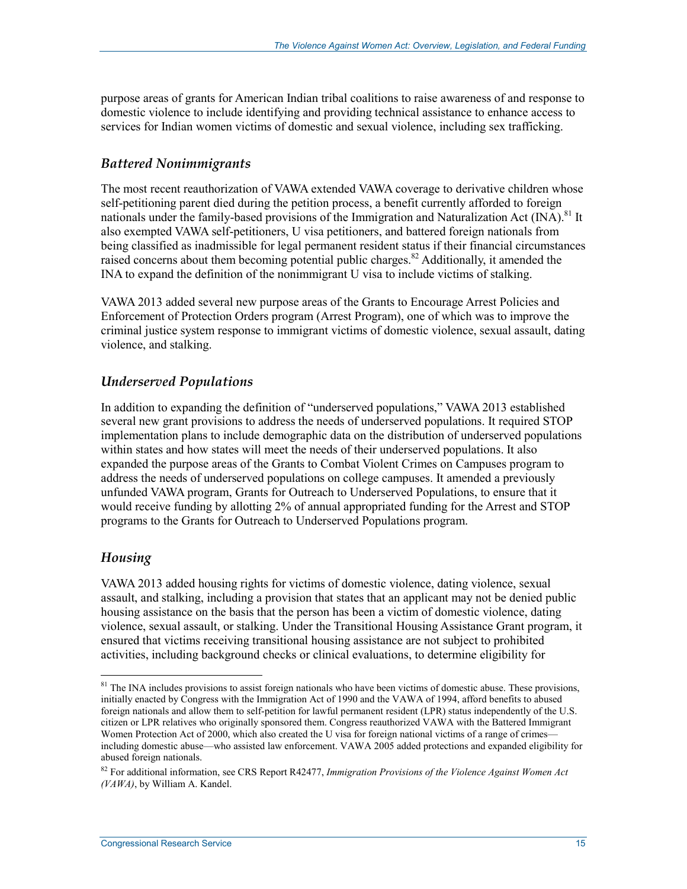purpose areas of grants for American Indian tribal coalitions to raise awareness of and response to domestic violence to include identifying and providing technical assistance to enhance access to services for Indian women victims of domestic and sexual violence, including sex trafficking.

### *Battered Nonimmigrants*

The most recent reauthorization of VAWA extended VAWA coverage to derivative children whose self-petitioning parent died during the petition process, a benefit currently afforded to foreign nationals under the family-based provisions of the Immigration and Naturalization Act (INA).[81] It also exempted VAWA self-petitioners, U visa petitioners, and battered foreign nationals from being classified as inadmissible for legal permanent resident status if their financial circumstances raised concerns about them becoming potential public charges.[82] Additionally, it amended the INA to expand the definition of the nonimmigrant U visa to include victims of stalking.

VAWA 2013 added several new purpose areas of the Grants to Encourage Arrest Policies and Enforcement of Protection Orders program (Arrest Program), one of which was to improve the criminal justice system response to immigrant victims of domestic violence, sexual assault, dating violence, and stalking.

### *Underserved Populations*

In addition to expanding the definition of "underserved populations," VAWA 2013 established several new grant provisions to address the needs of underserved populations. It required STOP implementation plans to include demographic data on the distribution of underserved populations within states and how states will meet the needs of their underserved populations. It also expanded the purpose areas of the Grants to Combat Violent Crimes on Campuses program to address the needs of underserved populations on college campuses. It amended a previously unfunded VAWA program, Grants for Outreach to Underserved Populations, to ensure that it would receive funding by allotting 2% of annual appropriated funding for the Arrest and STOP programs to the Grants for Outreach to Underserved Populations program.

### *Housing*

VAWA 2013 added housing rights for victims of domestic violence, dating violence, sexual assault, and stalking, including a provision that states that an applicant may not be denied public housing assistance on the basis that the person has been a victim of domestic violence, dating violence, sexual assault, or stalking. Under the Transitional Housing Assistance Grant program, it ensured that victims receiving transitional housing assistance are not subject to prohibited activities, including background checks or clinical evaluations, to determine eligibility for

---

[81] The INA includes provisions to assist foreign nationals who have been victims of domestic abuse. These provisions, initially enacted by Congress with the Immigration Act of 1990 and the VAWA of 1994, afford benefits to abused foreign nationals and allow them to self-petition for lawful permanent resident (LPR) status independently of the U.S. citizen or LPR relatives who originally sponsored them. Congress reauthorized VAWA with the Battered Immigrant Women Protection Act of 2000, which also created the U visa for foreign national victims of a range of crimes—including domestic abuse—who assisted law enforcement. VAWA 2005 added protections and expanded eligibility for abused foreign nationals.

[82] For additional information, see CRS Report R42477, *Immigration Provisions of the Violence Against Women Act (VAWA)*, by William A. Kandel.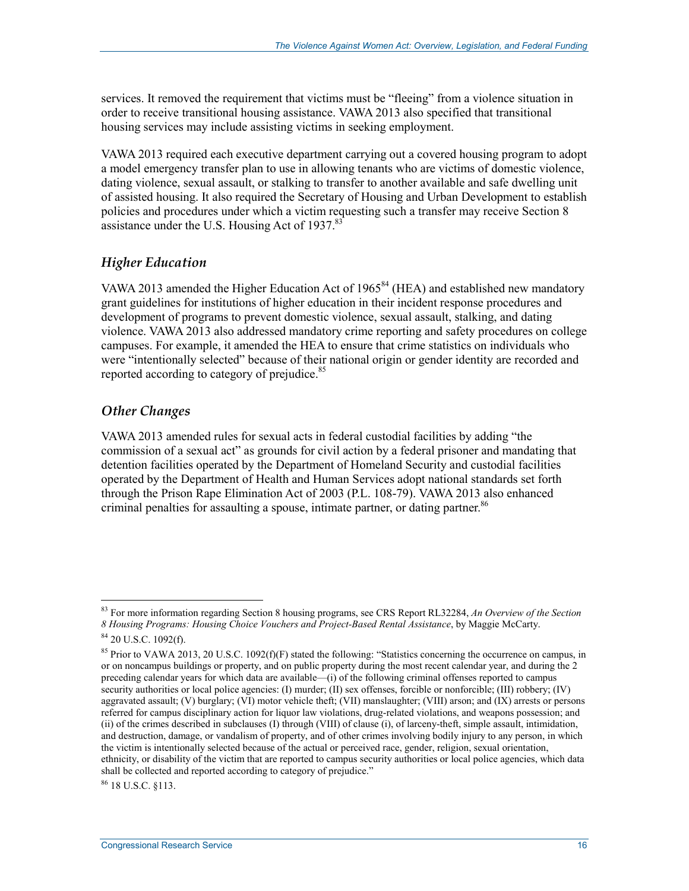services. It removed the requirement that victims must be "fleeing" from a violence situation in order to receive transitional housing assistance. VAWA 2013 also specified that transitional housing services may include assisting victims in seeking employment.

VAWA 2013 required each executive department carrying out a covered housing program to adopt a model emergency transfer plan to use in allowing tenants who are victims of domestic violence, dating violence, sexual assault, or stalking to transfer to another available and safe dwelling unit of assisted housing. It also required the Secretary of Housing and Urban Development to establish policies and procedures under which a victim requesting such a transfer may receive Section 8 assistance under the U.S. Housing Act of 1937.[83]

### *Higher Education*

VAWA 2013 amended the Higher Education Act of 1965[84] (HEA) and established new mandatory grant guidelines for institutions of higher education in their incident response procedures and development of programs to prevent domestic violence, sexual assault, stalking, and dating violence. VAWA 2013 also addressed mandatory crime reporting and safety procedures on college campuses. For example, it amended the HEA to ensure that crime statistics on individuals who were "intentionally selected" because of their national origin or gender identity are recorded and reported according to category of prejudice.[85]

### *Other Changes*

VAWA 2013 amended rules for sexual acts in federal custodial facilities by adding "the commission of a sexual act" as grounds for civil action by a federal prisoner and mandating that detention facilities operated by the Department of Homeland Security and custodial facilities operated by the Department of Health and Human Services adopt national standards set forth through the Prison Rape Elimination Act of 2003 (P.L. 108-79). VAWA 2013 also enhanced criminal penalties for assaulting a spouse, intimate partner, or dating partner.[86]

---

[83] For more information regarding Section 8 housing programs, see CRS Report RL32284, *An Overview of the Section 8 Housing Programs: Housing Choice Vouchers and Project-Based Rental Assistance*, by Maggie McCarty.

[84] 20 U.S.C. 1092(f).

[85] Prior to VAWA 2013, 20 U.S.C. 1092(f)(F) stated the following: "Statistics concerning the occurrence on campus, in or on noncampus buildings or property, and on public property during the most recent calendar year, and during the 2 preceding calendar years for which data are available—(i) of the following criminal offenses reported to campus security authorities or local police agencies: (I) murder; (II) sex offenses, forcible or nonforcible; (III) robbery; (IV) aggravated assault; (V) burglary; (VI) motor vehicle theft; (VII) manslaughter; (VIII) arson; and (IX) arrests or persons referred for campus disciplinary action for liquor law violations, drug-related violations, and weapons possession; and (ii) of the crimes described in subclauses (I) through (VIII) of clause (i), of larceny-theft, simple assault, intimidation, and destruction, damage, or vandalism of property, and of other crimes involving bodily injury to any person, in which the victim is intentionally selected because of the actual or perceived race, gender, religion, sexual orientation, ethnicity, or disability of the victim that are reported to campus security authorities or local police agencies, which data shall be collected and reported according to category of prejudice."

[86] 18 U.S.C. §113.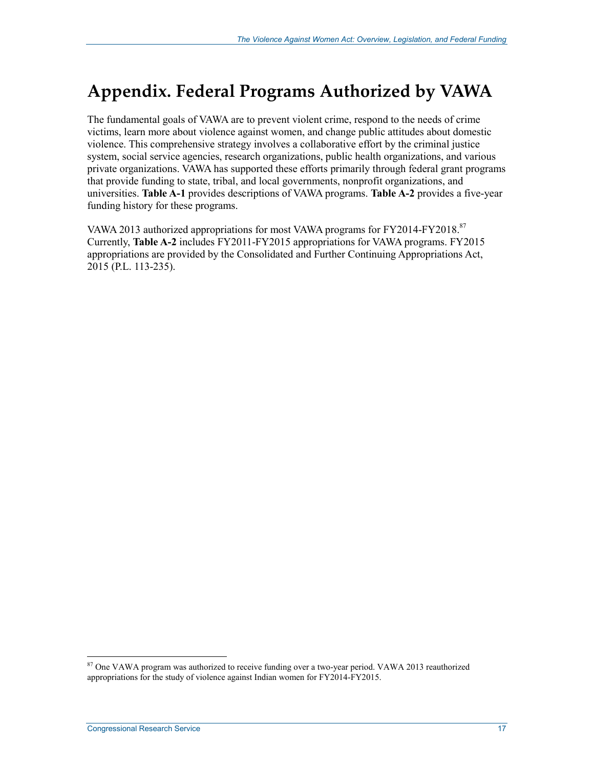# Appendix. Federal Programs Authorized by VAWA

The fundamental goals of VAWA are to prevent violent crime, respond to the needs of crime victims, learn more about violence against women, and change public attitudes about domestic violence. This comprehensive strategy involves a collaborative effort by the criminal justice system, social service agencies, research organizations, public health organizations, and various private organizations. VAWA has supported these efforts primarily through federal grant programs that provide funding to state, tribal, and local governments, nonprofit organizations, and universities. **Table A-1** provides descriptions of VAWA programs. **Table A-2** provides a five-year funding history for these programs.

VAWA 2013 authorized appropriations for most VAWA programs for FY2014-FY2018.[87] Currently, **Table A-2** includes FY2011-FY2015 appropriations for VAWA programs. FY2015 appropriations are provided by the Consolidated and Further Continuing Appropriations Act, 2015 (P.L. 113-235).

[87] One VAWA program was authorized to receive funding over a two-year period. VAWA 2013 reauthorized appropriations for the study of violence against Indian women for FY2014-FY2015.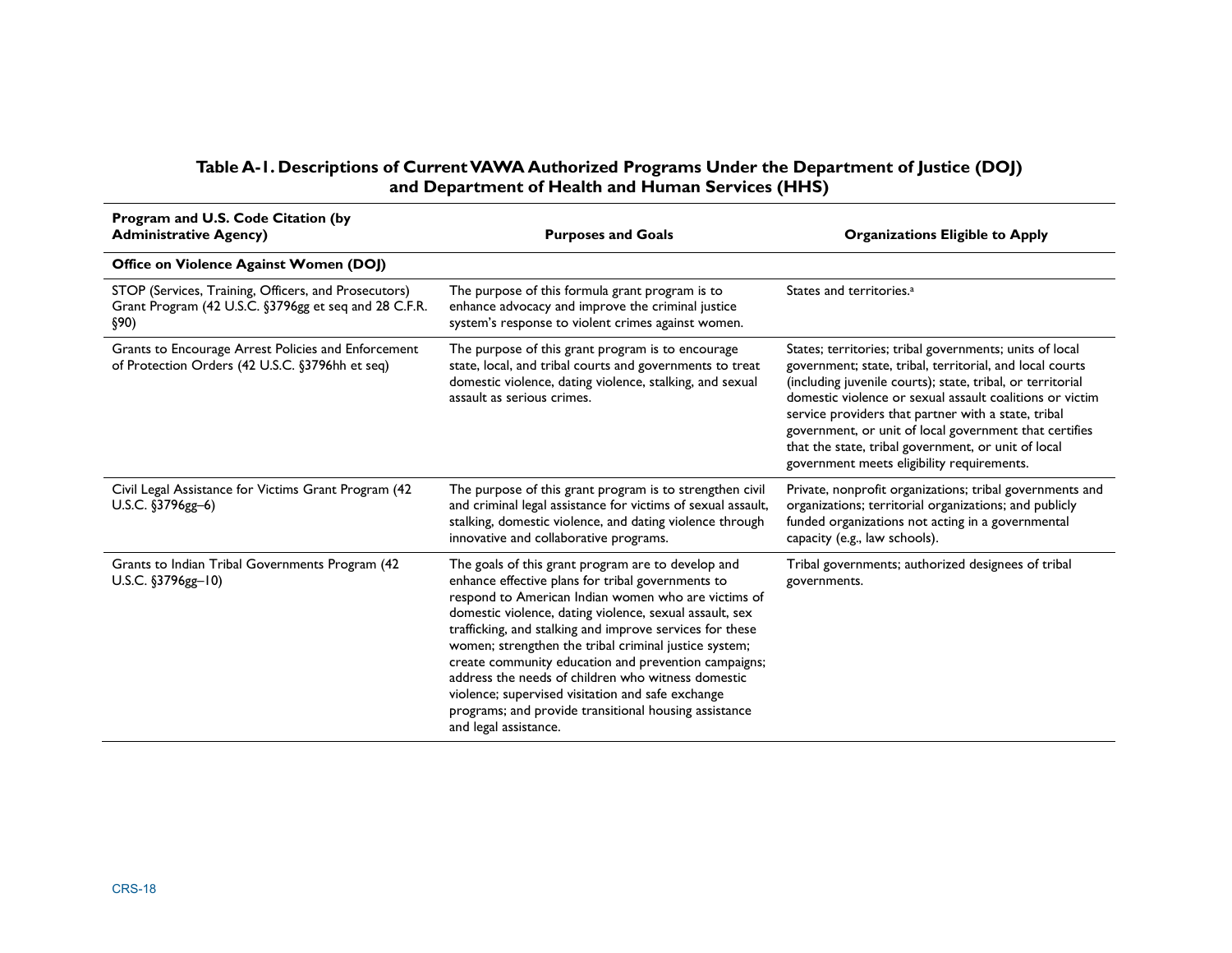**Table A-1. Descriptions of Current VAWA Authorized Programs Under the Department of Justice (DOJ) and Department of Health and Human Services (HHS)**

| Program and U.S. Code Citation (by Administrative Agency) | Purposes and Goals | Organizations Eligible to Apply |
| --- | --- | --- |
| **Office on Violence Against Women (DOJ)** | | |
| STOP (Services, Training, Officers, and Prosecutors) Grant Program (42 U.S.C. §3796gg et seq and 28 C.F.R. §90) | The purpose of this formula grant program is to enhance advocacy and improve the criminal justice system's response to violent crimes against women. | States and territories.[a] |
| Grants to Encourage Arrest Policies and Enforcement of Protection Orders (42 U.S.C. §3796hh et seq) | The purpose of this grant program is to encourage state, local, and tribal courts and governments to treat domestic violence, dating violence, stalking, and sexual assault as serious crimes. | States; territories; tribal governments; units of local government; state, tribal, territorial, and local courts (including juvenile courts); state, tribal, or territorial domestic violence or sexual assault coalitions or victim service providers that partner with a state, tribal government, or unit of local government that certifies that the state, tribal government, or unit of local government meets eligibility requirements. |
| Civil Legal Assistance for Victims Grant Program (42 U.S.C. §3796gg–6) | The purpose of this grant program is to strengthen civil and criminal legal assistance for victims of sexual assault, stalking, domestic violence, and dating violence through innovative and collaborative programs. | Private, nonprofit organizations; tribal governments and organizations; territorial organizations; and publicly funded organizations not acting in a governmental capacity (e.g., law schools). |
| Grants to Indian Tribal Governments Program (42 U.S.C. §3796gg–10) | The goals of this grant program are to develop and enhance effective plans for tribal governments to respond to American Indian women who are victims of domestic violence, dating violence, sexual assault, sex trafficking, and stalking and improve services for these women; strengthen the tribal criminal justice system; create community education and prevention campaigns; address the needs of children who witness domestic violence; supervised visitation and safe exchange programs; and provide transitional housing assistance and legal assistance. | Tribal governments; authorized designees of tribal governments. |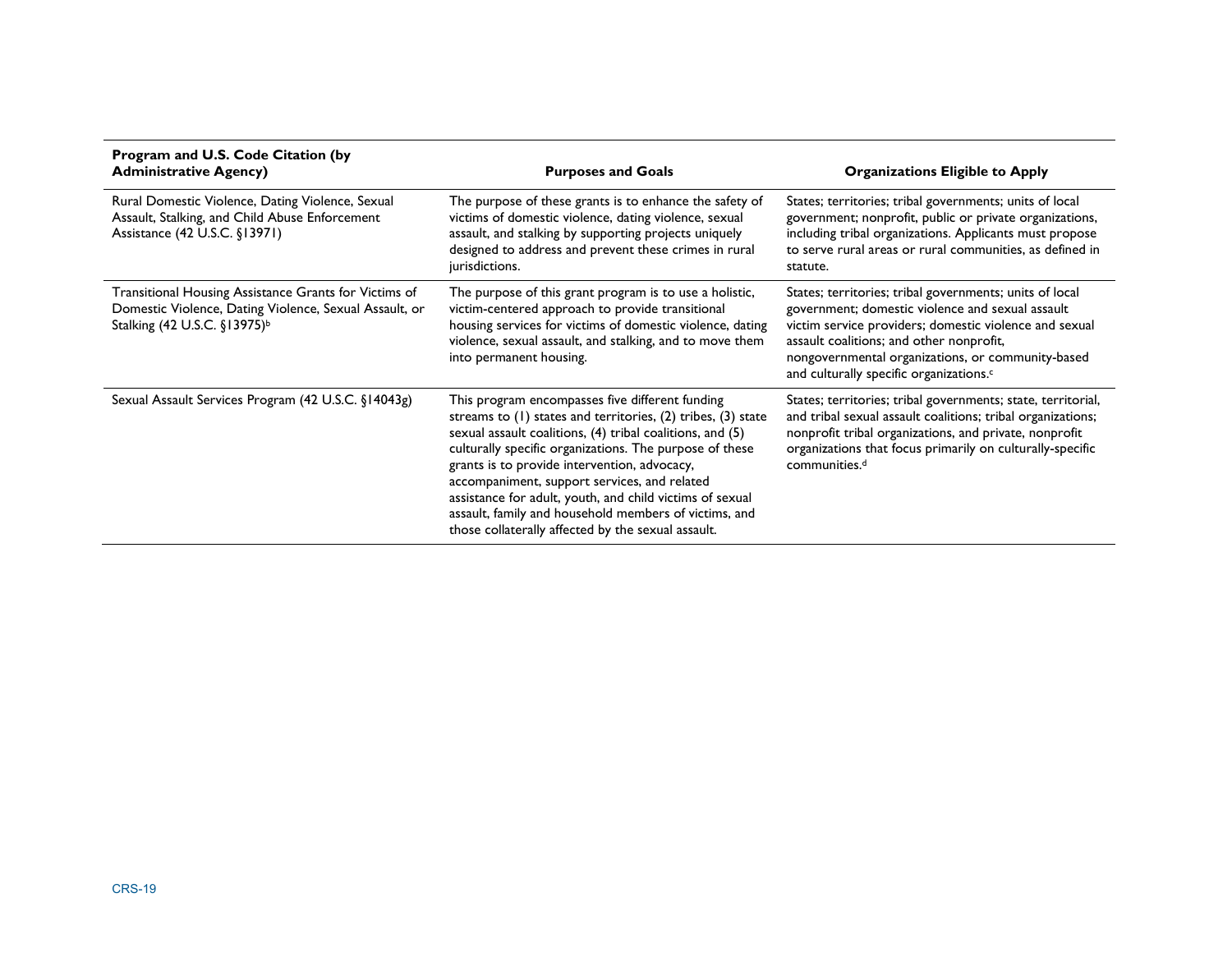| Program and U.S. Code Citation (by Administrative Agency) | Purposes and Goals | Organizations Eligible to Apply |
| --- | --- | --- |
| Rural Domestic Violence, Dating Violence, Sexual Assault, Stalking, and Child Abuse Enforcement Assistance (42 U.S.C. §13971) | The purpose of these grants is to enhance the safety of victims of domestic violence, dating violence, sexual assault, and stalking by supporting projects uniquely designed to address and prevent these crimes in rural jurisdictions. | States; territories; tribal governments; units of local government; nonprofit, public or private organizations, including tribal organizations. Applicants must propose to serve rural areas or rural communities, as defined in statute. |
| Transitional Housing Assistance Grants for Victims of Domestic Violence, Dating Violence, Sexual Assault, or Stalking (42 U.S.C. §13975)[b] | The purpose of this grant program is to use a holistic, victim-centered approach to provide transitional housing services for victims of domestic violence, dating violence, sexual assault, and stalking, and to move them into permanent housing. | States; territories; tribal governments; units of local government; domestic violence and sexual assault victim service providers; domestic violence and sexual assault coalitions; and other nonprofit, nongovernmental organizations, or community-based and culturally specific organizations.[c] |
| Sexual Assault Services Program (42 U.S.C. §14043g) | This program encompasses five different funding streams to (1) states and territories, (2) tribes, (3) state sexual assault coalitions, (4) tribal coalitions, and (5) culturally specific organizations. The purpose of these grants is to provide intervention, advocacy, accompaniment, support services, and related assistance for adult, youth, and child victims of sexual assault, family and household members of victims, and those collaterally affected by the sexual assault. | States; territories; tribal governments; state, territorial, and tribal sexual assault coalitions; tribal organizations; nonprofit tribal organizations, and private, nonprofit organizations that focus primarily on culturally-specific communities.[d] |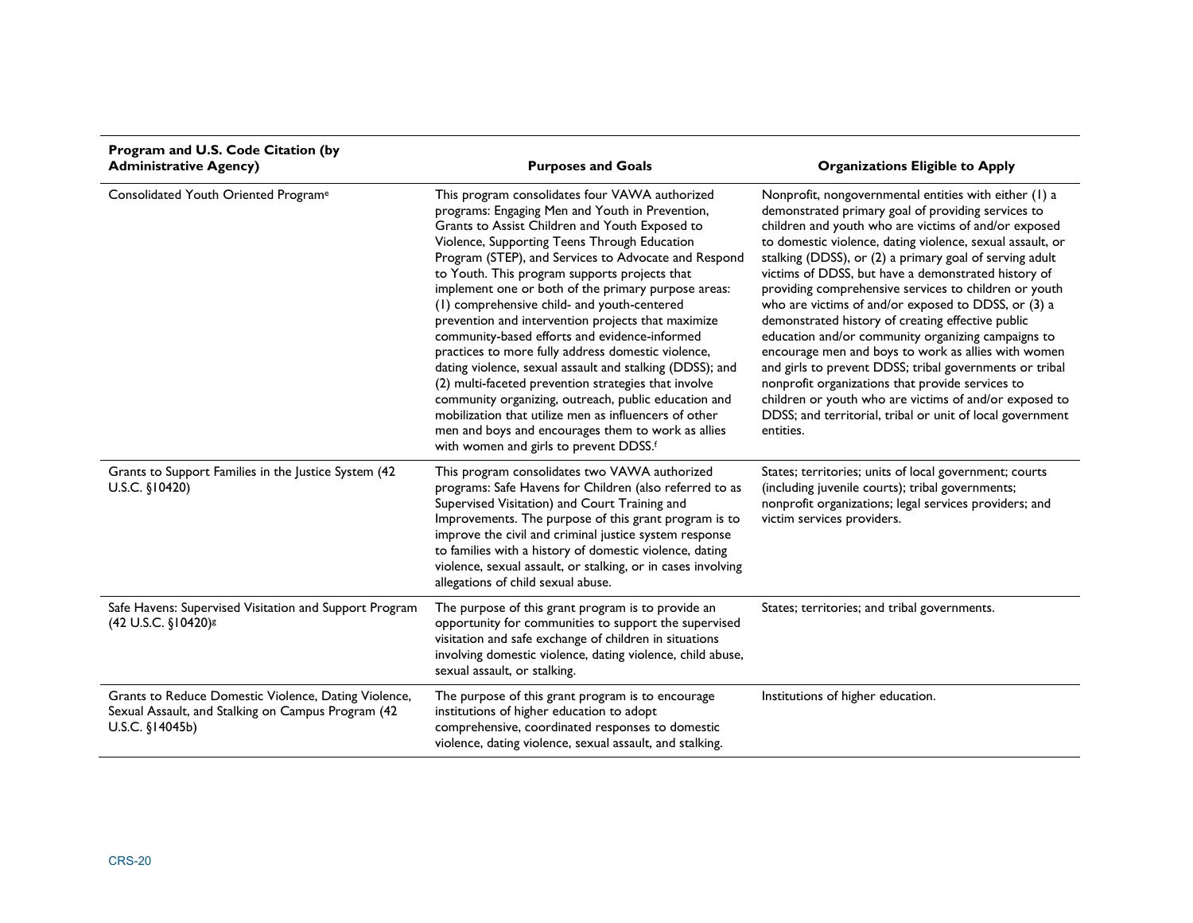| Program and U.S. Code Citation (by Administrative Agency) | Purposes and Goals | Organizations Eligible to Apply |
| --- | --- | --- |
| Consolidated Youth Oriented Program[e] | This program consolidates four VAWA authorized programs: Engaging Men and Youth in Prevention, Grants to Assist Children and Youth Exposed to Violence, Supporting Teens Through Education Program (STEP), and Services to Advocate and Respond to Youth. This program supports projects that implement one or both of the primary purpose areas: (1) comprehensive child- and youth-centered prevention and intervention projects that maximize community-based efforts and evidence-informed practices to more fully address domestic violence, dating violence, sexual assault and stalking (DDSS); and (2) multi-faceted prevention strategies that involve community organizing, outreach, public education and mobilization that utilize men as influencers of other men and boys and encourages them to work as allies with women and girls to prevent DDSS.[f] | Nonprofit, nongovernmental entities with either (1) a demonstrated primary goal of providing services to children and youth who are victims of and/or exposed to domestic violence, dating violence, sexual assault, or stalking (DDSS), or (2) a primary goal of serving adult victims of DDSS, but have a demonstrated history of providing comprehensive services to children or youth who are victims of and/or exposed to DDSS, or (3) a demonstrated history of creating effective public education and/or community organizing campaigns to encourage men and boys to work as allies with women and girls to prevent DDSS; tribal governments or tribal nonprofit organizations that provide services to children or youth who are victims of and/or exposed to DDSS; and territorial, tribal or unit of local government entities. |
| Grants to Support Families in the Justice System (42 U.S.C. §10420) | This program consolidates two VAWA authorized programs: Safe Havens for Children (also referred to as Supervised Visitation) and Court Training and Improvements. The purpose of this grant program is to improve the civil and criminal justice system response to families with a history of domestic violence, dating violence, sexual assault, or stalking, or in cases involving allegations of child sexual abuse. | States; territories; units of local government; courts (including juvenile courts); tribal governments; nonprofit organizations; legal services providers; and victim services providers. |
| Safe Havens: Supervised Visitation and Support Program (42 U.S.C. §10420)[g] | The purpose of this grant program is to provide an opportunity for communities to support the supervised visitation and safe exchange of children in situations involving domestic violence, dating violence, child abuse, sexual assault, or stalking. | States; territories; and tribal governments. |
| Grants to Reduce Domestic Violence, Dating Violence, Sexual Assault, and Stalking on Campus Program (42 U.S.C. §14045b) | The purpose of this grant program is to encourage institutions of higher education to adopt comprehensive, coordinated responses to domestic violence, dating violence, sexual assault, and stalking. | Institutions of higher education. |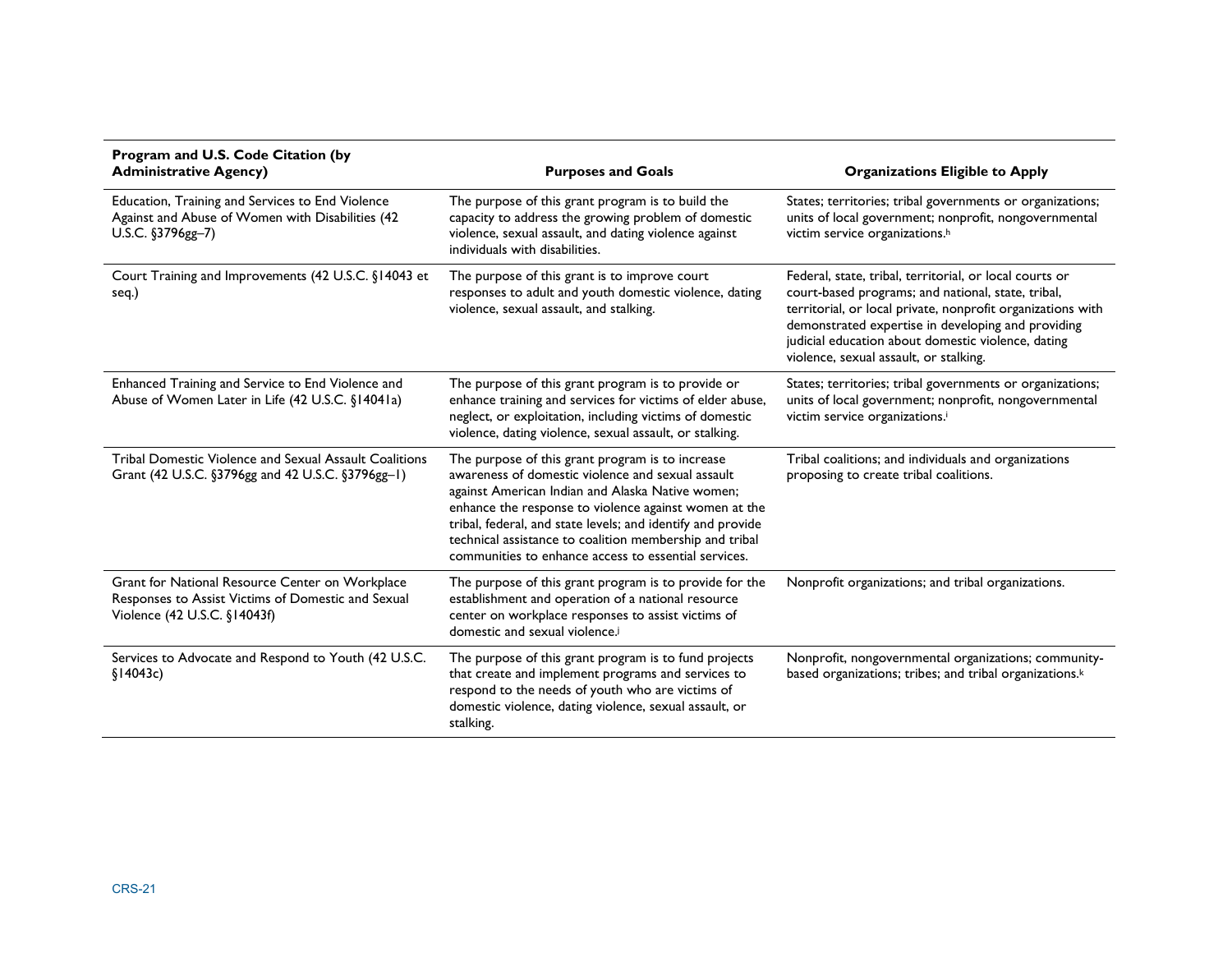| Program and U.S. Code Citation (by Administrative Agency) | Purposes and Goals | Organizations Eligible to Apply |
|---|---|---|
| Education, Training and Services to End Violence Against and Abuse of Women with Disabilities (42 U.S.C. §3796gg–7) | The purpose of this grant program is to build the capacity to address the growing problem of domestic violence, sexual assault, and dating violence against individuals with disabilities. | States; territories; tribal governments or organizations; units of local government; nonprofit, nongovernmental victim service organizations.[h] |
| Court Training and Improvements (42 U.S.C. §14043 et seq.) | The purpose of this grant is to improve court responses to adult and youth domestic violence, dating violence, sexual assault, and stalking. | Federal, state, tribal, territorial, or local courts or court-based programs; and national, state, tribal, territorial, or local private, nonprofit organizations with demonstrated expertise in developing and providing judicial education about domestic violence, dating violence, sexual assault, or stalking. |
| Enhanced Training and Service to End Violence and Abuse of Women Later in Life (42 U.S.C. §14041a) | The purpose of this grant program is to provide or enhance training and services for victims of elder abuse, neglect, or exploitation, including victims of domestic violence, dating violence, sexual assault, or stalking. | States; territories; tribal governments or organizations; units of local government; nonprofit, nongovernmental victim service organizations.[i] |
| Tribal Domestic Violence and Sexual Assault Coalitions Grant (42 U.S.C. §3796gg and 42 U.S.C. §3796gg–1) | The purpose of this grant program is to increase awareness of domestic violence and sexual assault against American Indian and Alaska Native women; enhance the response to violence against women at the tribal, federal, and state levels; and identify and provide technical assistance to coalition membership and tribal communities to enhance access to essential services. | Tribal coalitions; and individuals and organizations proposing to create tribal coalitions. |
| Grant for National Resource Center on Workplace Responses to Assist Victims of Domestic and Sexual Violence (42 U.S.C. §14043f) | The purpose of this grant program is to provide for the establishment and operation of a national resource center on workplace responses to assist victims of domestic and sexual violence.[j] | Nonprofit organizations; and tribal organizations. |
| Services to Advocate and Respond to Youth (42 U.S.C. §14043c) | The purpose of this grant program is to fund projects that create and implement programs and services to respond to the needs of youth who are victims of domestic violence, dating violence, sexual assault, or stalking. | Nonprofit, nongovernmental organizations; community-based organizations; tribes; and tribal organizations.[k] |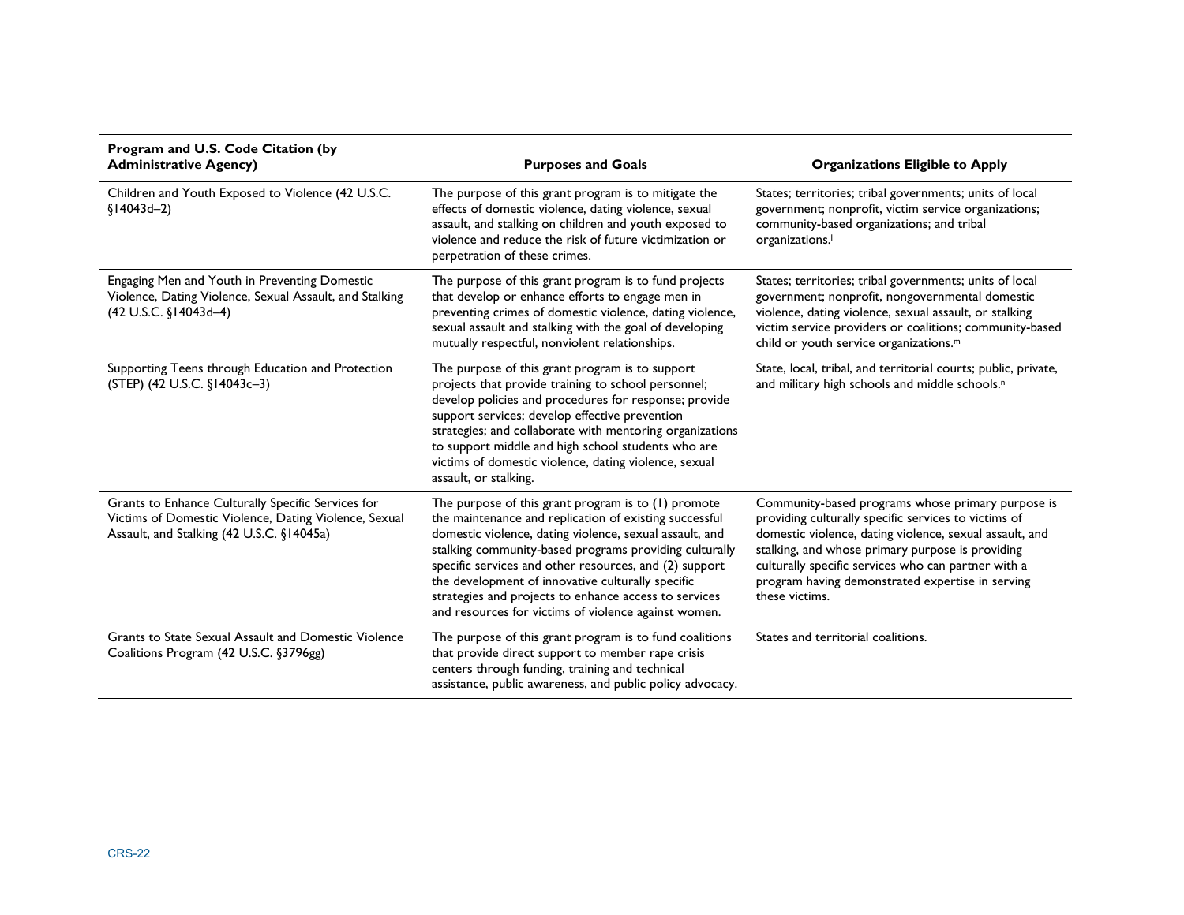| Program and U.S. Code Citation (by Administrative Agency) | Purposes and Goals | Organizations Eligible to Apply |
| --- | --- | --- |
| Children and Youth Exposed to Violence (42 U.S.C. §14043d–2) | The purpose of this grant program is to mitigate the effects of domestic violence, dating violence, sexual assault, and stalking on children and youth exposed to violence and reduce the risk of future victimization or perpetration of these crimes. | States; territories; tribal governments; units of local government; nonprofit, victim service organizations; community-based organizations; and tribal organizations.[l] |
| Engaging Men and Youth in Preventing Domestic Violence, Dating Violence, Sexual Assault, and Stalking (42 U.S.C. §14043d–4) | The purpose of this grant program is to fund projects that develop or enhance efforts to engage men in preventing crimes of domestic violence, dating violence, sexual assault and stalking with the goal of developing mutually respectful, nonviolent relationships. | States; territories; tribal governments; units of local government; nonprofit, nongovernmental domestic violence, dating violence, sexual assault, or stalking victim service providers or coalitions; community-based child or youth service organizations.[m] |
| Supporting Teens through Education and Protection (STEP) (42 U.S.C. §14043c–3) | The purpose of this grant program is to support projects that provide training to school personnel; develop policies and procedures for response; provide support services; develop effective prevention strategies; and collaborate with mentoring organizations to support middle and high school students who are victims of domestic violence, dating violence, sexual assault, or stalking. | State, local, tribal, and territorial courts; public, private, and military high schools and middle schools.[n] |
| Grants to Enhance Culturally Specific Services for Victims of Domestic Violence, Dating Violence, Sexual Assault, and Stalking (42 U.S.C. §14045a) | The purpose of this grant program is to (1) promote the maintenance and replication of existing successful domestic violence, dating violence, sexual assault, and stalking community-based programs providing culturally specific services and other resources, and (2) support the development of innovative culturally specific strategies and projects to enhance access to services and resources for victims of violence against women. | Community-based programs whose primary purpose is providing culturally specific services to victims of domestic violence, dating violence, sexual assault, and stalking, and whose primary purpose is providing culturally specific services who can partner with a program having demonstrated expertise in serving these victims. |
| Grants to State Sexual Assault and Domestic Violence Coalitions Program (42 U.S.C. §3796gg) | The purpose of this grant program is to fund coalitions that provide direct support to member rape crisis centers through funding, training and technical assistance, public awareness, and public policy advocacy. | States and territorial coalitions. |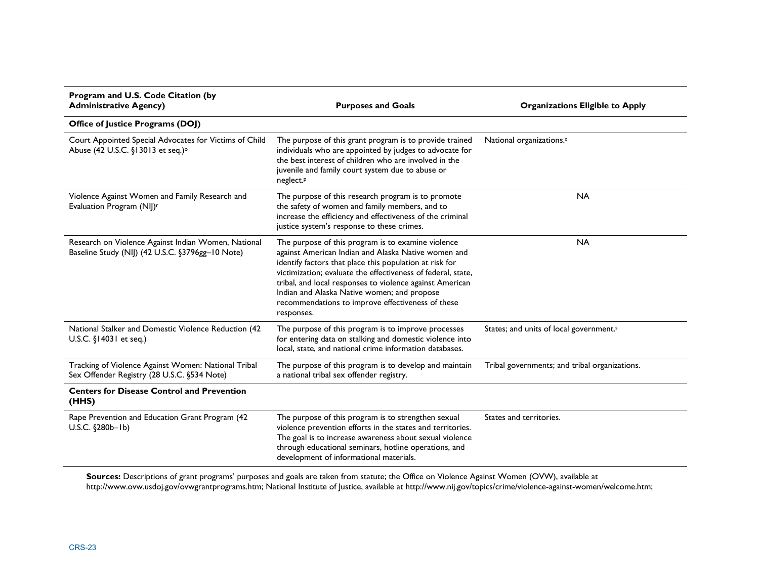| Program and U.S. Code Citation (by Administrative Agency) | Purposes and Goals | Organizations Eligible to Apply |
|---|---|---|
| **Office of Justice Programs (DOJ)** | | |
| Court Appointed Special Advocates for Victims of Child Abuse (42 U.S.C. §13013 et seq.)[o] | The purpose of this grant program is to provide trained individuals who are appointed by judges to advocate for the best interest of children who are involved in the juvenile and family court system due to abuse or neglect.[p] | National organizations.[q] |
| Violence Against Women and Family Research and Evaluation Program (NIJ)[r] | The purpose of this research program is to promote the safety of women and family members, and to increase the efficiency and effectiveness of the criminal justice system's response to these crimes. | NA |
| Research on Violence Against Indian Women, National Baseline Study (NIJ) (42 U.S.C. §3796gg–10 Note) | The purpose of this program is to examine violence against American Indian and Alaska Native women and identify factors that place this population at risk for victimization; evaluate the effectiveness of federal, state, tribal, and local responses to violence against American Indian and Alaska Native women; and propose recommendations to improve effectiveness of these responses. | NA |
| National Stalker and Domestic Violence Reduction (42 U.S.C. §14031 et seq.) | The purpose of this program is to improve processes for entering data on stalking and domestic violence into local, state, and national crime information databases. | States; and units of local government.[s] |
| Tracking of Violence Against Women: National Tribal Sex Offender Registry (28 U.S.C. §534 Note) | The purpose of this program is to develop and maintain a national tribal sex offender registry. | Tribal governments; and tribal organizations. |
| **Centers for Disease Control and Prevention (HHS)** | | |
| Rape Prevention and Education Grant Program (42 U.S.C. §280b–1b) | The purpose of this program is to strengthen sexual violence prevention efforts in the states and territories. The goal is to increase awareness about sexual violence through educational seminars, hotline operations, and development of informational materials. | States and territories. |

**Sources:** Descriptions of grant programs' purposes and goals are taken from statute; the Office on Violence Against Women (OVW), available at http://www.ovw.usdoj.gov/ovwgrantprograms.htm; National Institute of Justice, available at http://www.nij.gov/topics/crime/violence-against-women/welcome.htm;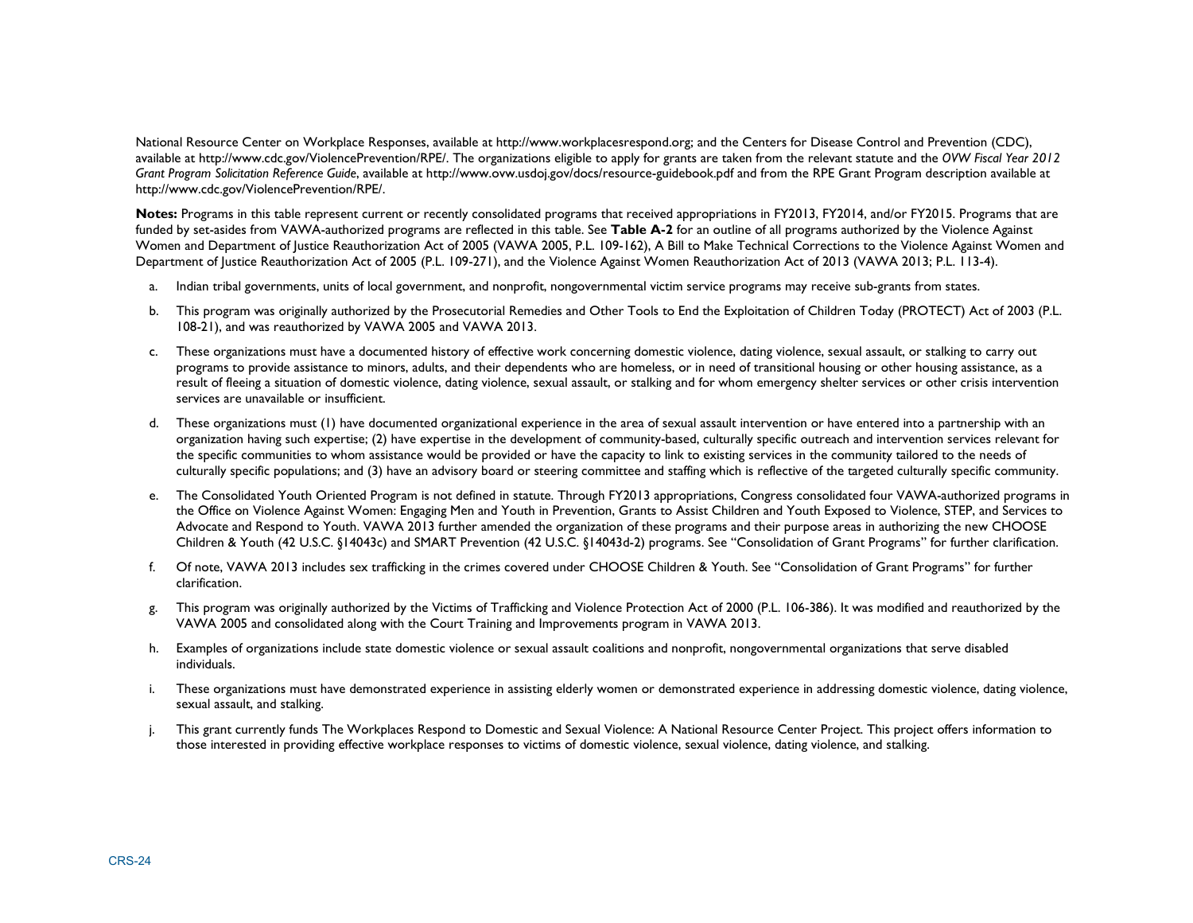National Resource Center on Workplace Responses, available at http://www.workplacesrespond.org; and the Centers for Disease Control and Prevention (CDC), available at http://www.cdc.gov/ViolencePrevention/RPE/. The organizations eligible to apply for grants are taken from the relevant statute and the *OVW Fiscal Year 2012 Grant Program Solicitation Reference Guide*, available at http://www.ovw.usdoj.gov/docs/resource-guidebook.pdf and from the RPE Grant Program description available at http://www.cdc.gov/ViolencePrevention/RPE/.

**Notes:** Programs in this table represent current or recently consolidated programs that received appropriations in FY2013, FY2014, and/or FY2015. Programs that are funded by set-asides from VAWA-authorized programs are reflected in this table. See **Table A-2** for an outline of all programs authorized by the Violence Against Women and Department of Justice Reauthorization Act of 2005 (VAWA 2005, P.L. 109-162), A Bill to Make Technical Corrections to the Violence Against Women and Department of Justice Reauthorization Act of 2005 (P.L. 109-271), and the Violence Against Women Reauthorization Act of 2013 (VAWA 2013; P.L. 113-4).

a. Indian tribal governments, units of local government, and nonprofit, nongovernmental victim service programs may receive sub-grants from states.

b. This program was originally authorized by the Prosecutorial Remedies and Other Tools to End the Exploitation of Children Today (PROTECT) Act of 2003 (P.L. 108-21), and was reauthorized by VAWA 2005 and VAWA 2013.

c. These organizations must have a documented history of effective work concerning domestic violence, dating violence, sexual assault, or stalking to carry out programs to provide assistance to minors, adults, and their dependents who are homeless, or in need of transitional housing or other housing assistance, as a result of fleeing a situation of domestic violence, dating violence, sexual assault, or stalking and for whom emergency shelter services or other crisis intervention services are unavailable or insufficient.

d. These organizations must (1) have documented organizational experience in the area of sexual assault intervention or have entered into a partnership with an organization having such expertise; (2) have expertise in the development of community-based, culturally specific outreach and intervention services relevant for the specific communities to whom assistance would be provided or have the capacity to link to existing services in the community tailored to the needs of culturally specific populations; and (3) have an advisory board or steering committee and staffing which is reflective of the targeted culturally specific community.

e. The Consolidated Youth Oriented Program is not defined in statute. Through FY2013 appropriations, Congress consolidated four VAWA-authorized programs in the Office on Violence Against Women: Engaging Men and Youth in Prevention, Grants to Assist Children and Youth Exposed to Violence, STEP, and Services to Advocate and Respond to Youth. VAWA 2013 further amended the organization of these programs and their purpose areas in authorizing the new CHOOSE Children & Youth (42 U.S.C. §14043c) and SMART Prevention (42 U.S.C. §14043d-2) programs. See "Consolidation of Grant Programs" for further clarification.

f. Of note, VAWA 2013 includes sex trafficking in the crimes covered under CHOOSE Children & Youth. See "Consolidation of Grant Programs" for further clarification.

g. This program was originally authorized by the Victims of Trafficking and Violence Protection Act of 2000 (P.L. 106-386). It was modified and reauthorized by the VAWA 2005 and consolidated along with the Court Training and Improvements program in VAWA 2013.

h. Examples of organizations include state domestic violence or sexual assault coalitions and nonprofit, nongovernmental organizations that serve disabled individuals.

i. These organizations must have demonstrated experience in assisting elderly women or demonstrated experience in addressing domestic violence, dating violence, sexual assault, and stalking.

j. This grant currently funds The Workplaces Respond to Domestic and Sexual Violence: A National Resource Center Project. This project offers information to those interested in providing effective workplace responses to victims of domestic violence, sexual violence, dating violence, and stalking.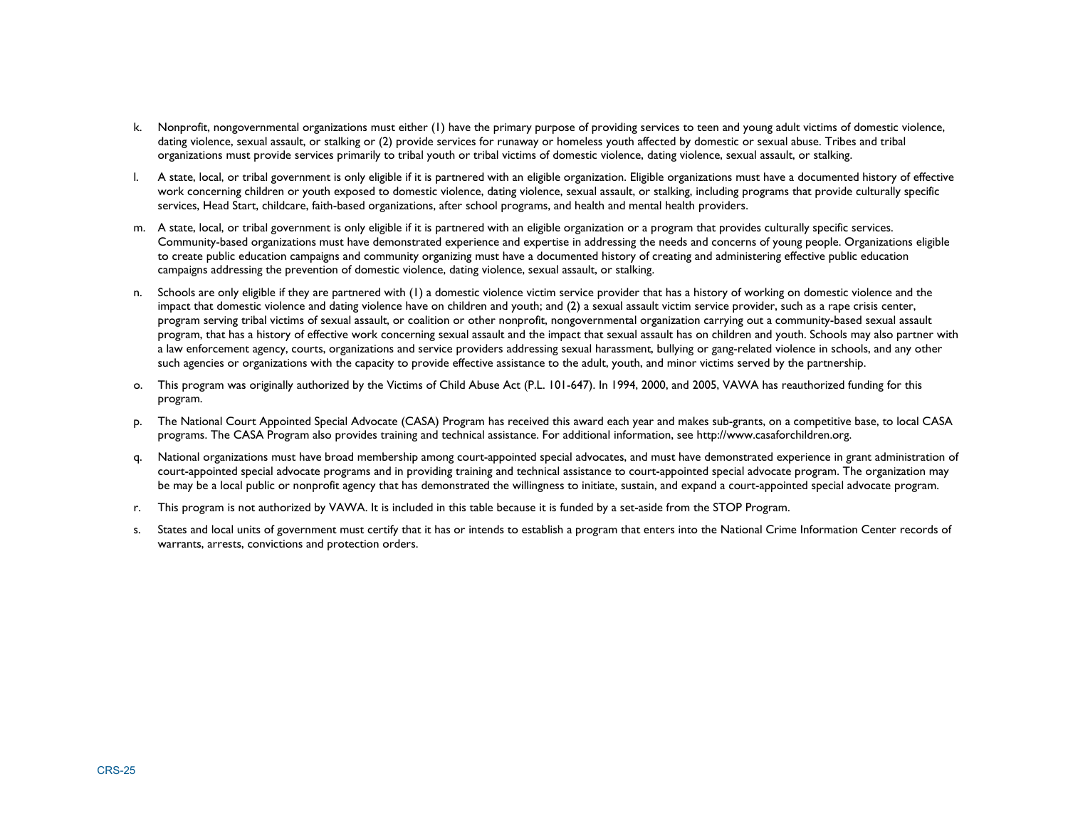k. Nonprofit, nongovernmental organizations must either (1) have the primary purpose of providing services to teen and young adult victims of domestic violence, dating violence, sexual assault, or stalking or (2) provide services for runaway or homeless youth affected by domestic or sexual abuse. Tribes and tribal organizations must provide services primarily to tribal youth or tribal victims of domestic violence, dating violence, sexual assault, or stalking.

l. A state, local, or tribal government is only eligible if it is partnered with an eligible organization. Eligible organizations must have a documented history of effective work concerning children or youth exposed to domestic violence, dating violence, sexual assault, or stalking, including programs that provide culturally specific services, Head Start, childcare, faith-based organizations, after school programs, and health and mental health providers.

m. A state, local, or tribal government is only eligible if it is partnered with an eligible organization or a program that provides culturally specific services. Community-based organizations must have demonstrated experience and expertise in addressing the needs and concerns of young people. Organizations eligible to create public education campaigns and community organizing must have a documented history of creating and administering effective public education campaigns addressing the prevention of domestic violence, dating violence, sexual assault, or stalking.

n. Schools are only eligible if they are partnered with (1) a domestic violence victim service provider that has a history of working on domestic violence and the impact that domestic violence and dating violence have on children and youth; and (2) a sexual assault victim service provider, such as a rape crisis center, program serving tribal victims of sexual assault, or coalition or other nonprofit, nongovernmental organization carrying out a community-based sexual assault program, that has a history of effective work concerning sexual assault and the impact that sexual assault has on children and youth. Schools may also partner with a law enforcement agency, courts, organizations and service providers addressing sexual harassment, bullying or gang-related violence in schools, and any other such agencies or organizations with the capacity to provide effective assistance to the adult, youth, and minor victims served by the partnership.

o. This program was originally authorized by the Victims of Child Abuse Act (P.L. 101-647). In 1994, 2000, and 2005, VAWA has reauthorized funding for this program.

p. The National Court Appointed Special Advocate (CASA) Program has received this award each year and makes sub-grants, on a competitive base, to local CASA programs. The CASA Program also provides training and technical assistance. For additional information, see http://www.casaforchildren.org.

q. National organizations must have broad membership among court-appointed special advocates, and must have demonstrated experience in grant administration of court-appointed special advocate programs and in providing training and technical assistance to court-appointed special advocate program. The organization may be may be a local public or nonprofit agency that has demonstrated the willingness to initiate, sustain, and expand a court-appointed special advocate program.

r. This program is not authorized by VAWA. It is included in this table because it is funded by a set-aside from the STOP Program.

s. States and local units of government must certify that it has or intends to establish a program that enters into the National Crime Information Center records of warrants, arrests, convictions and protection orders.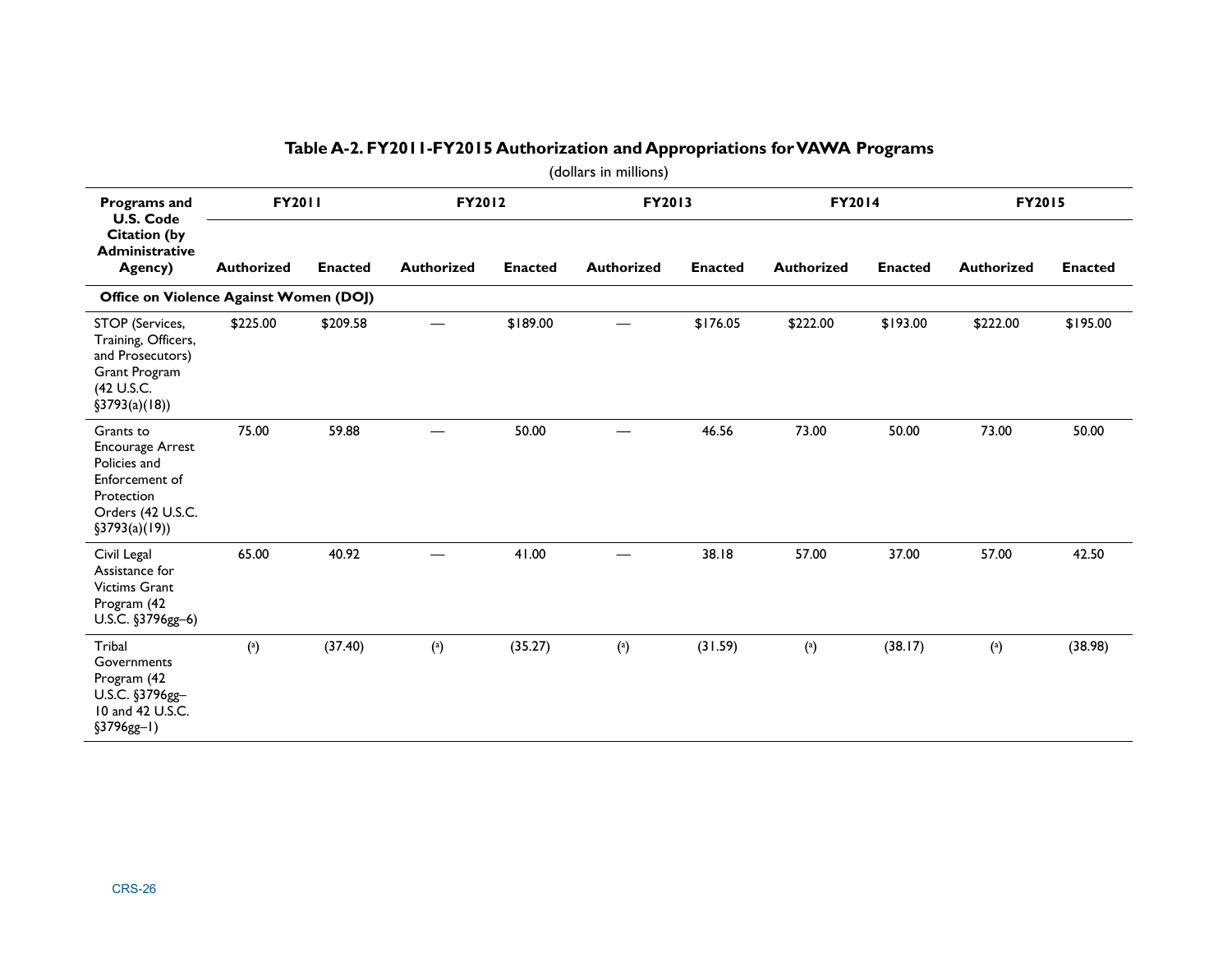**Table A-2. FY2011-FY2015 Authorization and Appropriations for VAWA Programs**

(dollars in millions)

| Programs and U.S. Code Citation (by Administrative Agency) | FY2011 | | FY2012 | | FY2013 | | FY2014 | | FY2015 | |
|---|---|---|---|---|---|---|---|---|---|---|
| | Authorized | Enacted | Authorized | Enacted | Authorized | Enacted | Authorized | Enacted | Authorized | Enacted |
| **Office on Violence Against Women (DOJ)** | | | | | | | | | | |
| STOP (Services, Training, Officers, and Prosecutors) Grant Program (42 U.S.C. §3793(a)(18)) | $225.00 | $209.58 | — | $189.00 | — | $176.05 | $222.00 | $193.00 | $222.00 | $195.00 |
| Grants to Encourage Arrest Policies and Enforcement of Protection Orders (42 U.S.C. §3793(a)(19)) | 75.00 | 59.88 | — | 50.00 | — | 46.56 | 73.00 | 50.00 | 73.00 | 50.00 |
| Civil Legal Assistance for Victims Grant Program (42 U.S.C. §3796gg–6) | 65.00 | 40.92 | — | 41.00 | — | 38.18 | 57.00 | 37.00 | 57.00 | 42.50 |
| Tribal Governments Program (42 U.S.C. §3796gg–10 and 42 U.S.C. §3796gg–1) | ([a]) | (37.40) | ([a]) | (35.27) | ([a]) | (31.59) | ([a]) | (38.17) | ([a]) | (38.98) |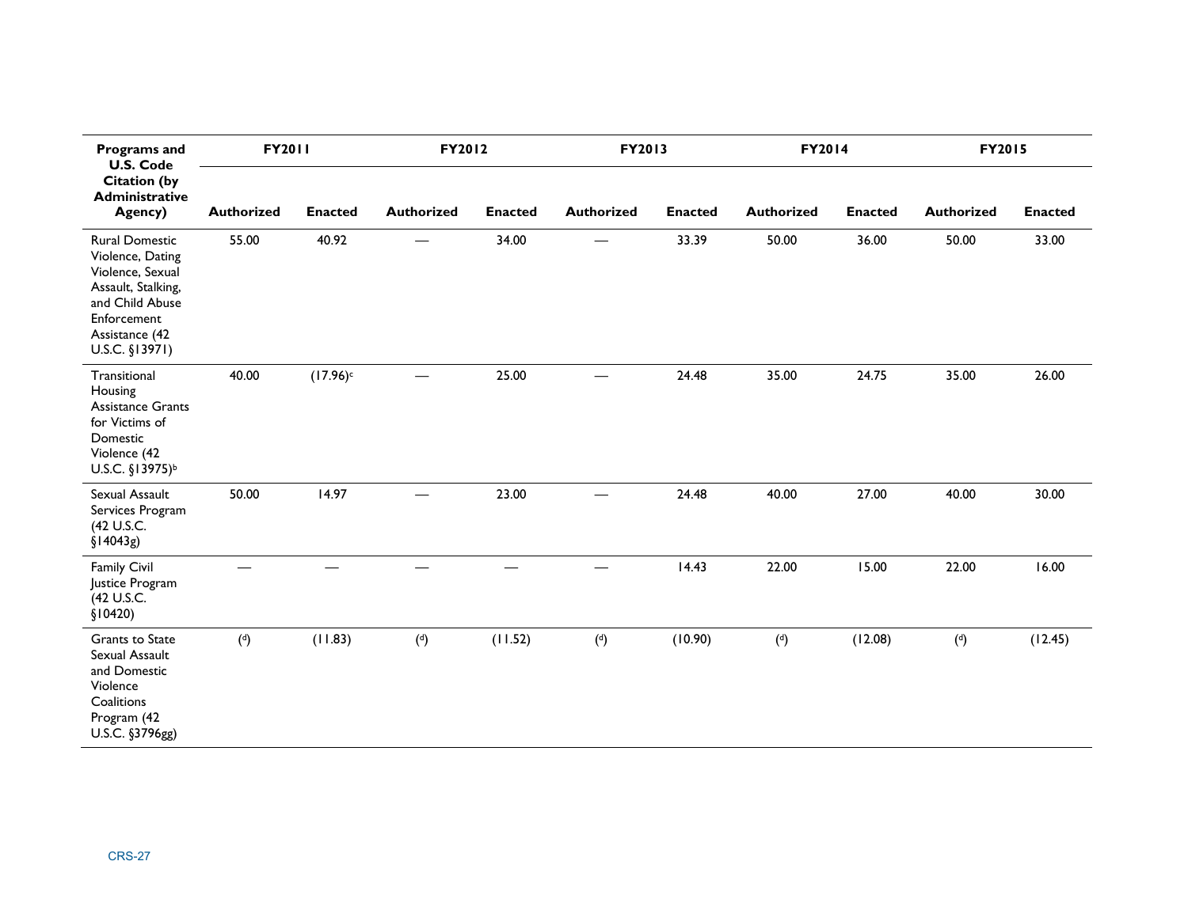| Programs and U.S. Code Citation (by Administrative Agency) | FY2011 | | FY2012 | | FY2013 | | FY2014 | | FY2015 | |
|---|---|---|---|---|---|---|---|---|---|---|
| | Authorized | Enacted | Authorized | Enacted | Authorized | Enacted | Authorized | Enacted | Authorized | Enacted |
| Rural Domestic Violence, Dating Violence, Sexual Assault, Stalking, and Child Abuse Enforcement Assistance (42 U.S.C. §13971) | 55.00 | 40.92 | — | 34.00 | — | 33.39 | 50.00 | 36.00 | 50.00 | 33.00 |
| Transitional Housing Assistance Grants for Victims of Domestic Violence (42 U.S.C. §13975)[b] | 40.00 | (17.96)[c] | — | 25.00 | — | 24.48 | 35.00 | 24.75 | 35.00 | 26.00 |
| Sexual Assault Services Program (42 U.S.C. §14043g) | 50.00 | 14.97 | — | 23.00 | — | 24.48 | 40.00 | 27.00 | 40.00 | 30.00 |
| Family Civil Justice Program (42 U.S.C. §10420) | — | — | — | — | — | 14.43 | 22.00 | 15.00 | 22.00 | 16.00 |
| Grants to State Sexual Assault and Domestic Violence Coalitions Program (42 U.S.C. §3796gg) | ([d]) | (11.83) | ([d]) | (11.52) | ([d]) | (10.90) | ([d]) | (12.08) | ([d]) | (12.45) |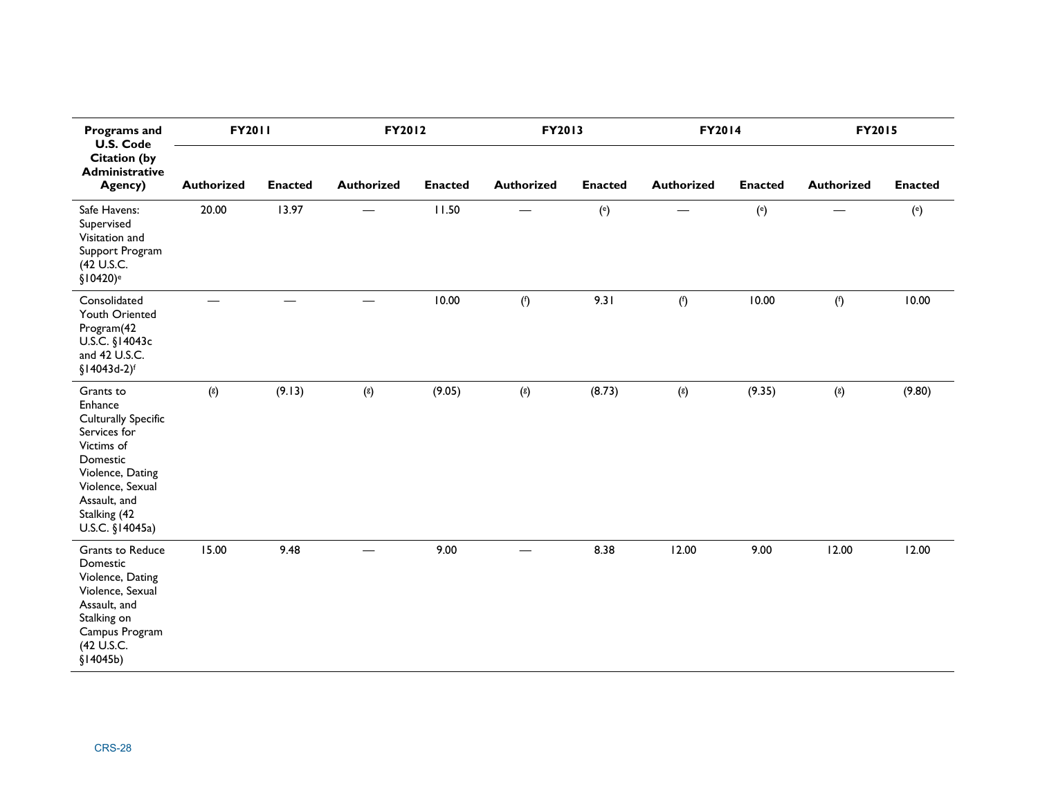| Programs and U.S. Code Citation (by Administrative Agency) | FY2011 | | FY2012 | | FY2013 | | FY2014 | | FY2015 | |
|---|---|---|---|---|---|---|---|---|---|---|
| | Authorized | Enacted | Authorized | Enacted | Authorized | Enacted | Authorized | Enacted | Authorized | Enacted |
| Safe Havens: Supervised Visitation and Support Program (42 U.S.C. §10420)[e] | 20.00 | 13.97 | — | 11.50 | — | ([e]) | — | ([e]) | — | ([e]) |
| Consolidated Youth Oriented Program(42 U.S.C. §14043c and 42 U.S.C. §14043d-2)[f] | — | — | — | 10.00 | ([f]) | 9.31 | ([f]) | 10.00 | ([f]) | 10.00 |
| Grants to Enhance Culturally Specific Services for Victims of Domestic Violence, Dating Violence, Sexual Assault, and Stalking (42 U.S.C. §14045a) | ([g]) | (9.13) | ([g]) | (9.05) | ([g]) | (8.73) | ([g]) | (9.35) | ([g]) | (9.80) |
| Grants to Reduce Domestic Violence, Dating Violence, Sexual Assault, and Stalking on Campus Program (42 U.S.C. §14045b) | 15.00 | 9.48 | — | 9.00 | — | 8.38 | 12.00 | 9.00 | 12.00 | 12.00 |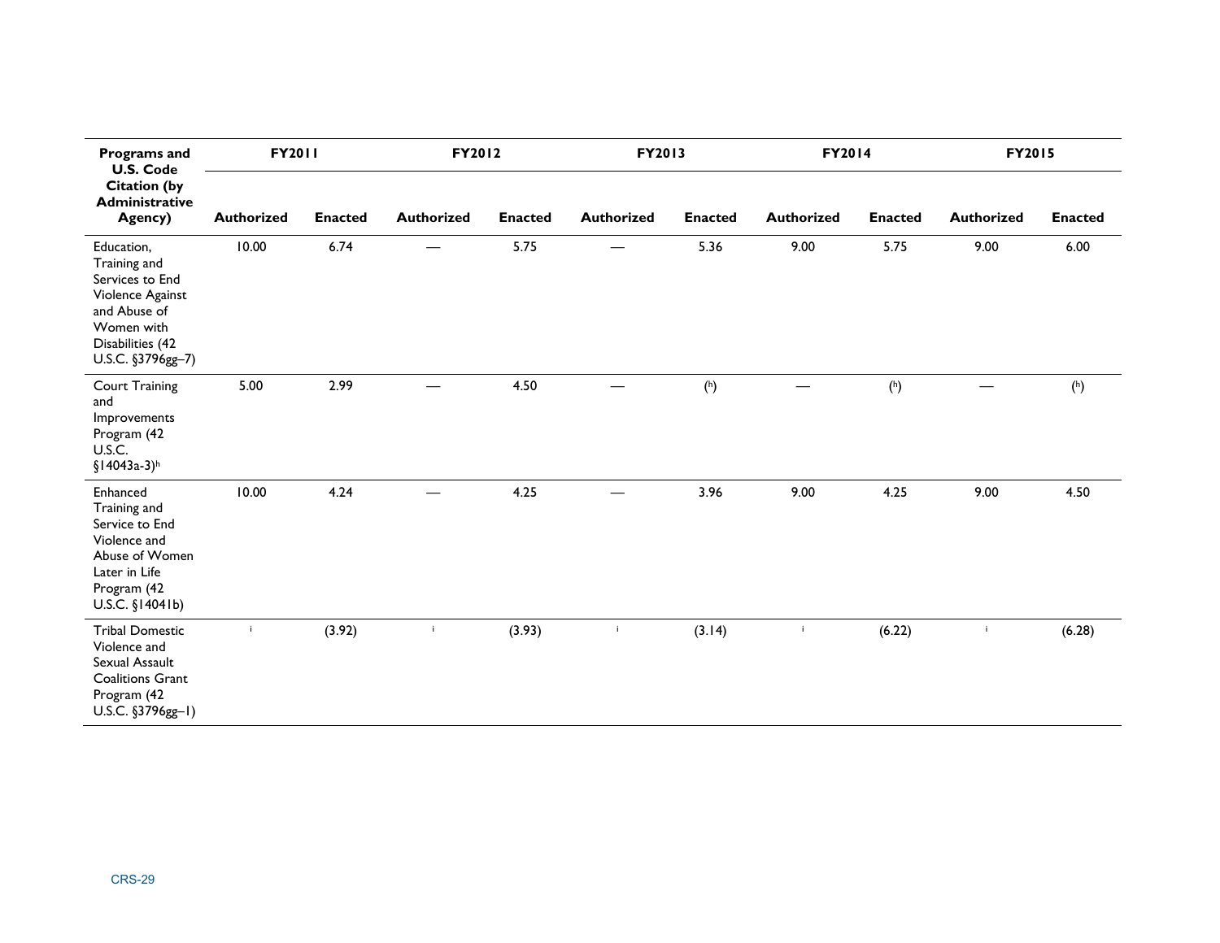| Programs and U.S. Code Citation (by Administrative Agency) | FY2011 | | FY2012 | | FY2013 | | FY2014 | | FY2015 | |
|---|---|---|---|---|---|---|---|---|---|---|
| | Authorized | Enacted | Authorized | Enacted | Authorized | Enacted | Authorized | Enacted | Authorized | Enacted |
| Education, Training and Services to End Violence Against and Abuse of Women with Disabilities (42 U.S.C. §3796gg–7) | 10.00 | 6.74 | — | 5.75 | — | 5.36 | 9.00 | 5.75 | 9.00 | 6.00 |
| Court Training and Improvements Program (42 U.S.C. §14043a-3)[h] | 5.00 | 2.99 | — | 4.50 | — | ([h]) | — | ([h]) | — | ([h]) |
| Enhanced Training and Service to End Violence and Abuse of Women Later in Life Program (42 U.S.C. §14041b) | 10.00 | 4.24 | — | 4.25 | — | 3.96 | 9.00 | 4.25 | 9.00 | 4.50 |
| Tribal Domestic Violence and Sexual Assault Coalitions Grant Program (42 U.S.C. §3796gg–1) | [i] | (3.92) | [i] | (3.93) | [i] | (3.14) | [i] | (6.22) | [i] | (6.28) |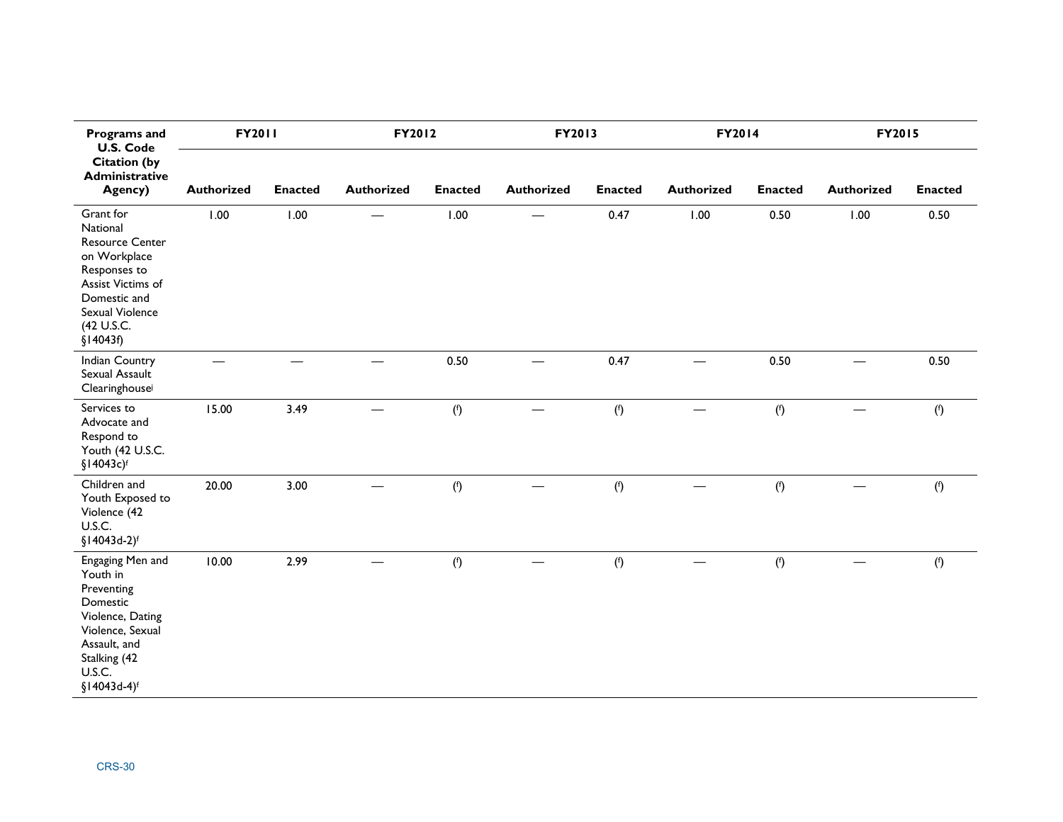| Programs and U.S. Code Citation (by Administrative Agency) | FY2011 | | FY2012 | | FY2013 | | FY2014 | | FY2015 | |
|---|---|---|---|---|---|---|---|---|---|---|
| | Authorized | Enacted | Authorized | Enacted | Authorized | Enacted | Authorized | Enacted | Authorized | Enacted |
| Grant for National Resource Center on Workplace Responses to Assist Victims of Domestic and Sexual Violence (42 U.S.C. §14043f) | 1.00 | 1.00 | — | 1.00 | — | 0.47 | 1.00 | 0.50 | 1.00 | 0.50 |
| Indian Country Sexual Assault Clearinghouse[j] | — | — | — | 0.50 | — | 0.47 | — | 0.50 | — | 0.50 |
| Services to Advocate and Respond to Youth (42 U.S.C. §14043c)[f] | 15.00 | 3.49 | — | ([f]) | — | ([f]) | — | ([f]) | — | ([f]) |
| Children and Youth Exposed to Violence (42 U.S.C. §14043d-2)[f] | 20.00 | 3.00 | — | ([f]) | — | ([f]) | — | ([f]) | — | ([f]) |
| Engaging Men and Youth in Preventing Domestic Violence, Dating Violence, Sexual Assault, and Stalking (42 U.S.C. §14043d-4)[f] | 10.00 | 2.99 | — | ([f]) | — | ([f]) | — | ([f]) | — | ([f]) |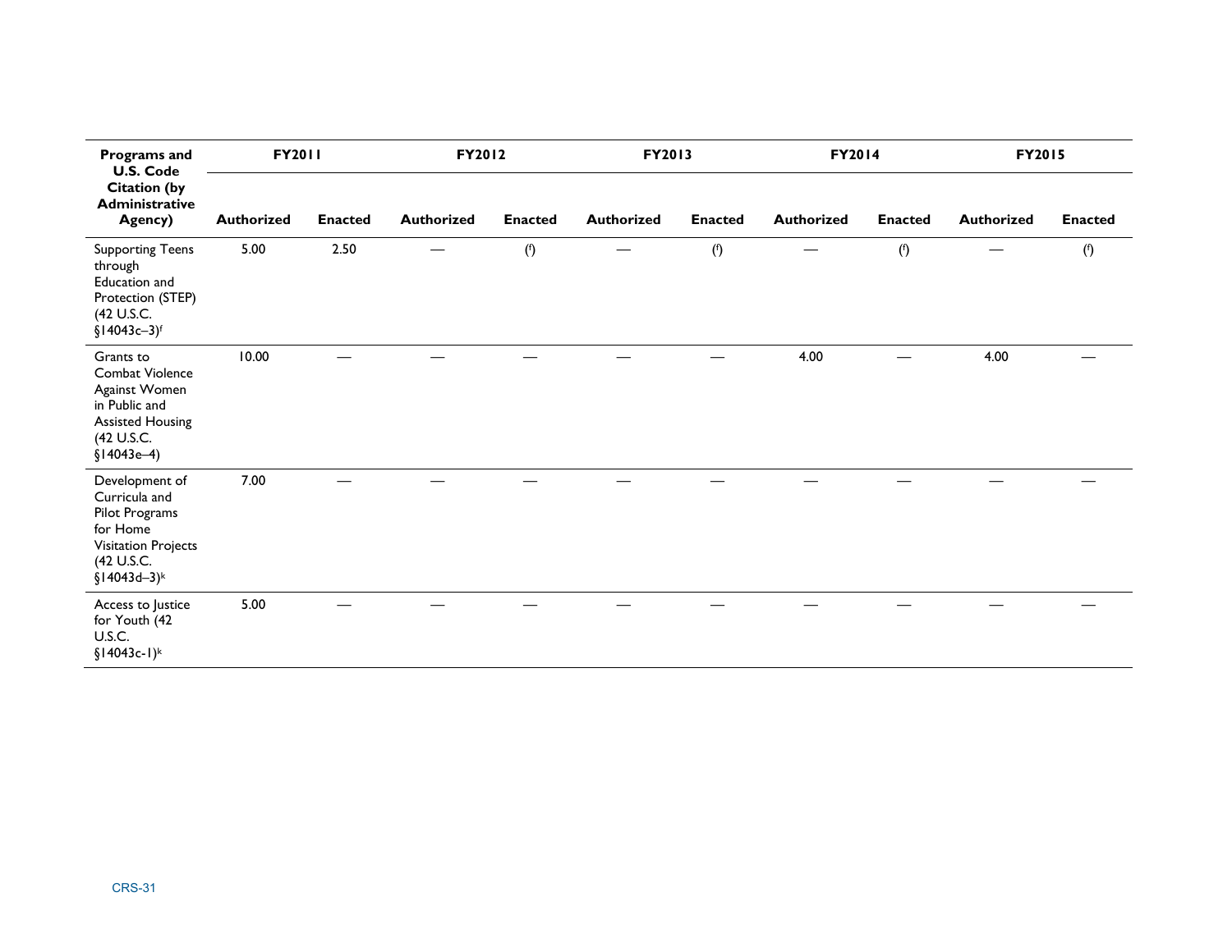| Programs and U.S. Code Citation (by Administrative Agency) | FY2011 | | FY2012 | | FY2013 | | FY2014 | | FY2015 | |
|---|---|---|---|---|---|---|---|---|---|---|
| | Authorized | Enacted | Authorized | Enacted | Authorized | Enacted | Authorized | Enacted | Authorized | Enacted |
| Supporting Teens through Education and Protection (STEP) (42 U.S.C. §14043c–3)[f] | 5.00 | 2.50 | — | ([f]) | — | ([f]) | — | ([f]) | — | ([f]) |
| Grants to Combat Violence Against Women in Public and Assisted Housing (42 U.S.C. §14043e–4) | 10.00 | — | — | — | — | — | 4.00 | — | 4.00 | — |
| Development of Curricula and Pilot Programs for Home Visitation Projects (42 U.S.C. §14043d–3)[k] | 7.00 | — | — | — | — | — | — | — | — | — |
| Access to Justice for Youth (42 U.S.C. §14043c-1)[k] | 5.00 | — | — | — | — | — | — | — | — | — |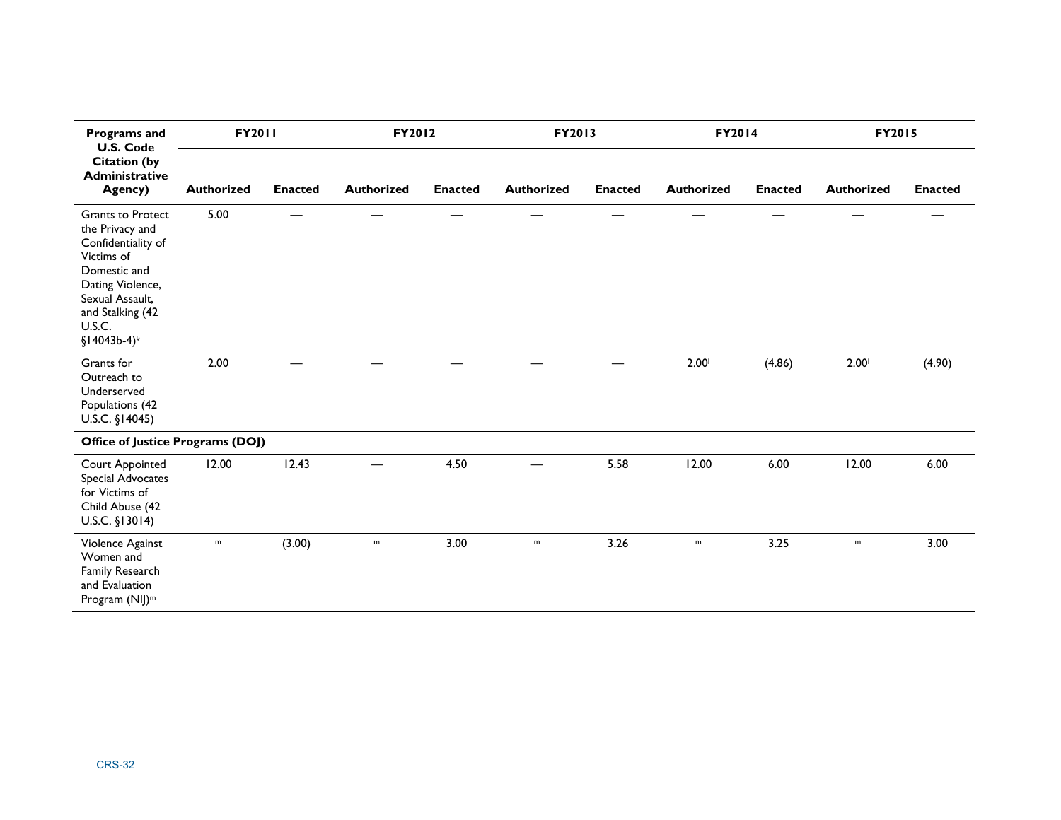| Programs and U.S. Code Citation (by Administrative Agency) | FY2011 | | FY2012 | | FY2013 | | FY2014 | | FY2015 | |
|---|---|---|---|---|---|---|---|---|---|---|
| | Authorized | Enacted | Authorized | Enacted | Authorized | Enacted | Authorized | Enacted | Authorized | Enacted |
| Grants to Protect the Privacy and Confidentiality of Victims of Domestic and Dating Violence, Sexual Assault, and Stalking (42 U.S.C. §14043b-4)[k] | 5.00 | — | — | — | — | — | — | — | — | — |
| Grants for Outreach to Underserved Populations (42 U.S.C. §14045) | 2.00 | — | — | — | — | — | 2.00[l] | (4.86) | 2.00[l] | (4.90) |
| **Office of Justice Programs (DOJ)** | | | | | | | | | | |
| Court Appointed Special Advocates for Victims of Child Abuse (42 U.S.C. §13014) | 12.00 | 12.43 | — | 4.50 | — | 5.58 | 12.00 | 6.00 | 12.00 | 6.00 |
| Violence Against Women and Family Research and Evaluation Program (NIJ)[m] | [m] | (3.00) | [m] | 3.00 | [m] | 3.26 | [m] | 3.25 | [m] | 3.00 |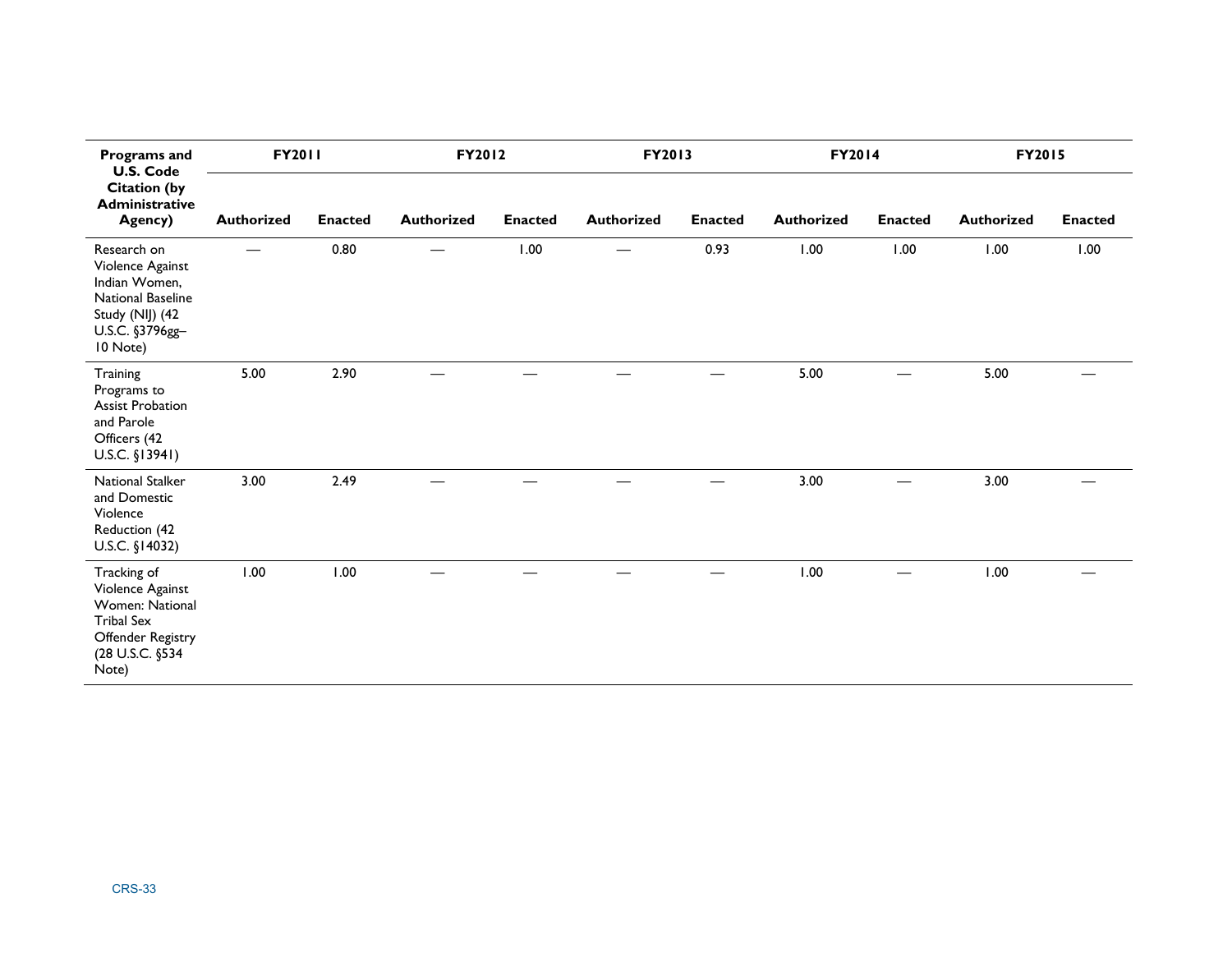| Programs and U.S. Code Citation (by Administrative Agency) | FY2011 | | FY2012 | | FY2013 | | FY2014 | | FY2015 | |
|---|---|---|---|---|---|---|---|---|---|---|
| | Authorized | Enacted | Authorized | Enacted | Authorized | Enacted | Authorized | Enacted | Authorized | Enacted |
| Research on Violence Against Indian Women, National Baseline Study (NIJ) (42 U.S.C. §3796gg–10 Note) | — | 0.80 | — | 1.00 | — | 0.93 | 1.00 | 1.00 | 1.00 | 1.00 |
| Training Programs to Assist Probation and Parole Officers (42 U.S.C. §13941) | 5.00 | 2.90 | — | — | — | — | 5.00 | — | 5.00 | — |
| National Stalker and Domestic Violence Reduction (42 U.S.C. §14032) | 3.00 | 2.49 | — | — | — | — | 3.00 | — | 3.00 | — |
| Tracking of Violence Against Women: National Tribal Sex Offender Registry (28 U.S.C. §534 Note) | 1.00 | 1.00 | — | — | — | — | 1.00 | — | 1.00 | — |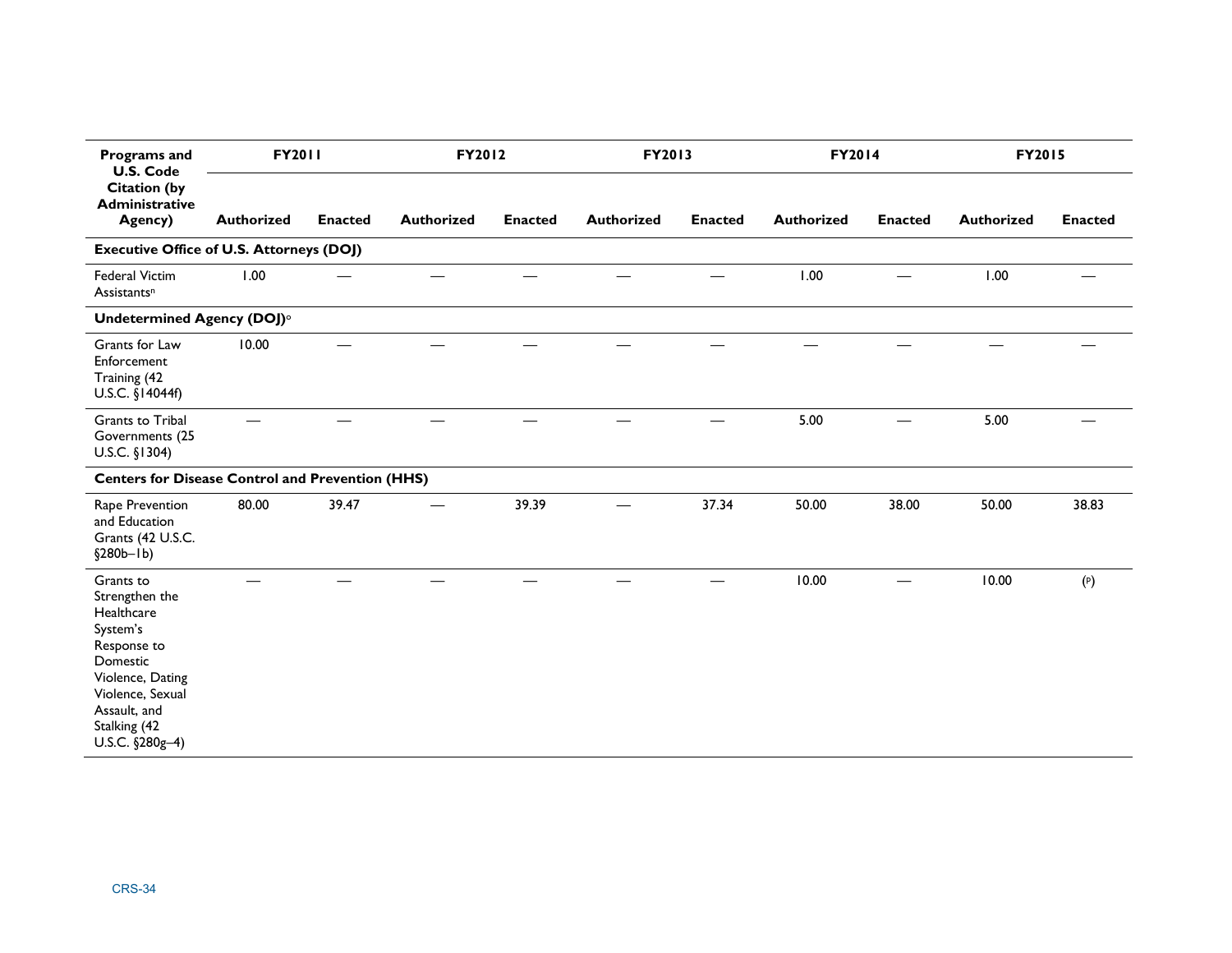| Programs and U.S. Code Citation (by Administrative Agency) | FY2011 | | FY2012 | | FY2013 | | FY2014 | | FY2015 | |
|---|---|---|---|---|---|---|---|---|---|---|
| | Authorized | Enacted | Authorized | Enacted | Authorized | Enacted | Authorized | Enacted | Authorized | Enacted |
| **Executive Office of U.S. Attorneys (DOJ)** | | | | | | | | | | |
| Federal Victim Assistants[n] | 1.00 | — | — | — | — | — | 1.00 | — | 1.00 | — |
| **Undetermined Agency (DOJ)[o]** | | | | | | | | | | |
| Grants for Law Enforcement Training (42 U.S.C. §14044f) | 10.00 | — | — | — | — | — | — | — | — | — |
| Grants to Tribal Governments (25 U.S.C. §1304) | — | — | — | — | — | — | 5.00 | — | 5.00 | — |
| **Centers for Disease Control and Prevention (HHS)** | | | | | | | | | | |
| Rape Prevention and Education Grants (42 U.S.C. §280b–1b) | 80.00 | 39.47 | — | 39.39 | — | 37.34 | 50.00 | 38.00 | 50.00 | 38.83 |
| Grants to Strengthen the Healthcare System's Response to Domestic Violence, Dating Violence, Sexual Assault, and Stalking (42 U.S.C. §280g–4) | — | — | — | — | — | — | 10.00 | — | 10.00 | ([p]) |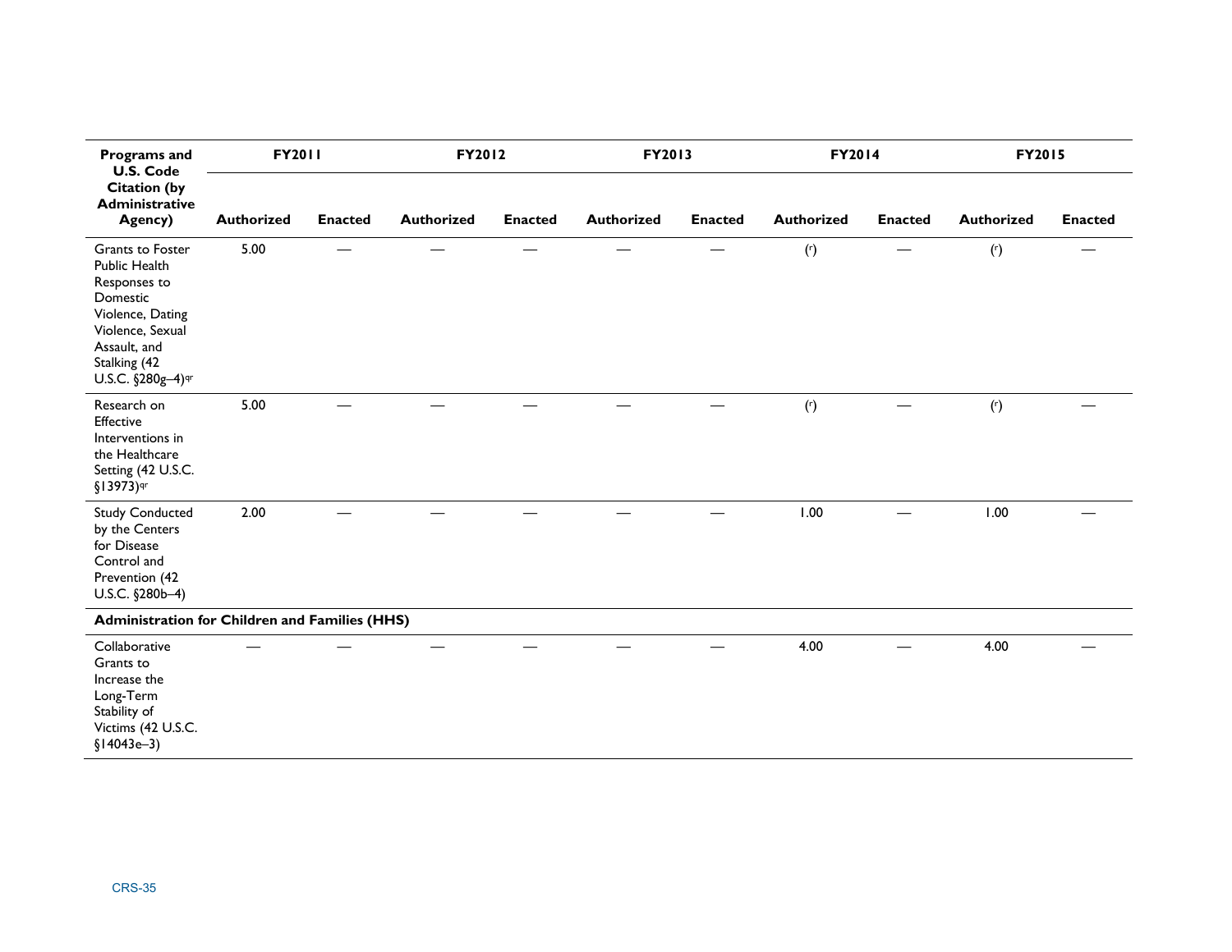| Programs and U.S. Code Citation (by Administrative Agency) | FY2011 | | FY2012 | | FY2013 | | FY2014 | | FY2015 | |
|---|---|---|---|---|---|---|---|---|---|---|
| | Authorized | Enacted | Authorized | Enacted | Authorized | Enacted | Authorized | Enacted | Authorized | Enacted |
| Grants to Foster Public Health Responses to Domestic Violence, Dating Violence, Sexual Assault, and Stalking (42 U.S.C. §280g–4)[qr] | 5.00 | — | — | — | — | — | ([r]) | — | ([r]) | — |
| Research on Effective Interventions in the Healthcare Setting (42 U.S.C. §13973)[qr] | 5.00 | — | — | — | — | — | ([r]) | — | ([r]) | — |
| Study Conducted by the Centers for Disease Control and Prevention (42 U.S.C. §280b–4) | 2.00 | — | — | — | — | — | 1.00 | — | 1.00 | — |
| **Administration for Children and Families (HHS)** | | | | | | | | | | |
| Collaborative Grants to Increase the Long-Term Stability of Victims (42 U.S.C. §14043e–3) | — | — | — | — | — | — | 4.00 | — | 4.00 | — |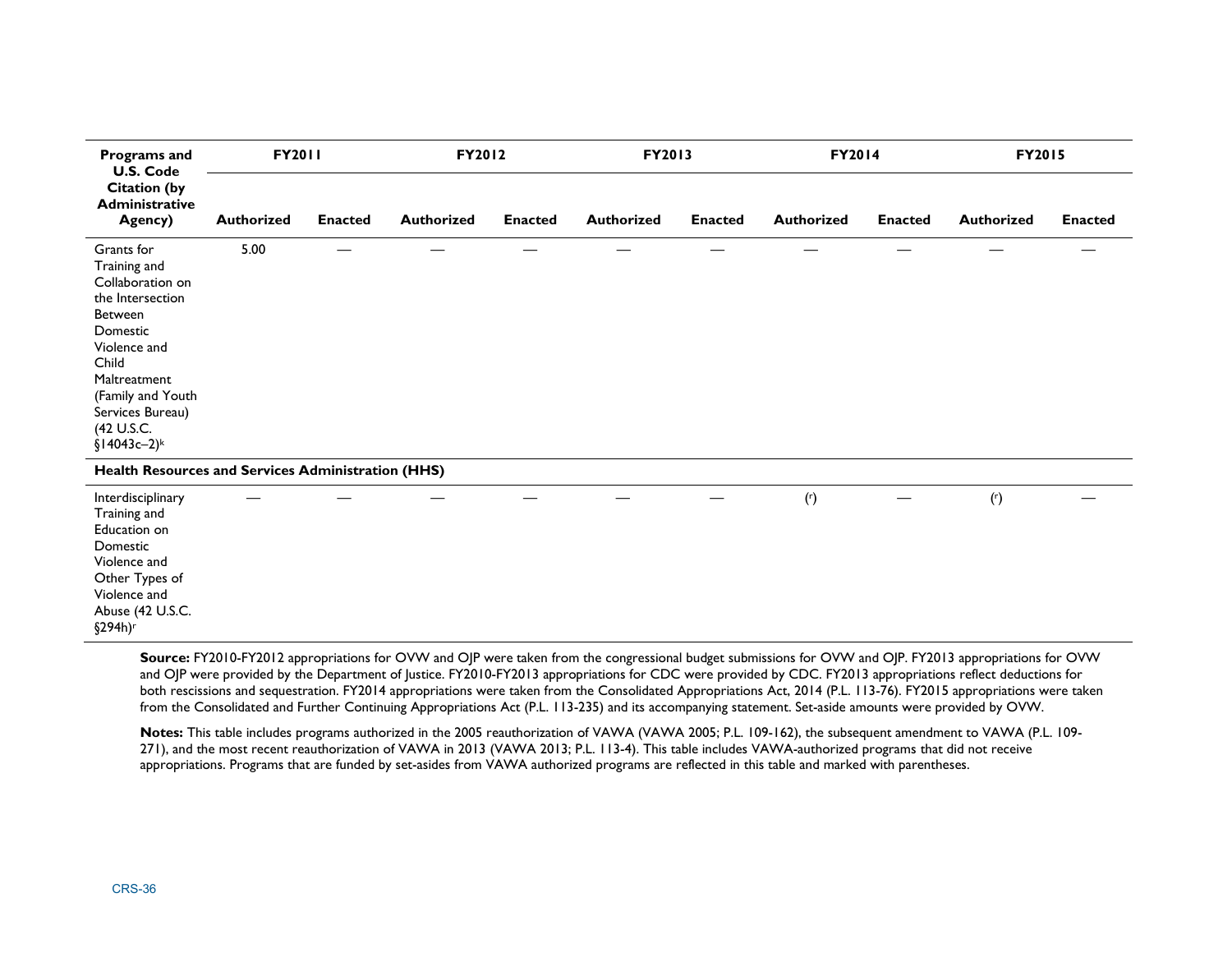| Programs and U.S. Code Citation (by Administrative Agency) | FY2011 | | FY2012 | | FY2013 | | FY2014 | | FY2015 | |
|---|---|---|---|---|---|---|---|---|---|---|
| | Authorized | Enacted | Authorized | Enacted | Authorized | Enacted | Authorized | Enacted | Authorized | Enacted |
| Grants for Training and Collaboration on the Intersection Between Domestic Violence and Child Maltreatment (Family and Youth Services Bureau) (42 U.S.C. §14043c–2)[k] | 5.00 | — | — | — | — | — | — | — | — | — |
| **Health Resources and Services Administration (HHS)** | | | | | | | | | | |
| Interdisciplinary Training and Education on Domestic Violence and Other Types of Violence and Abuse (42 U.S.C. §294h)[r] | — | — | — | — | — | — | ([r]) | — | ([r]) | — |

**Source:** FY2010-FY2012 appropriations for OVW and OJP were taken from the congressional budget submissions for OVW and OJP. FY2013 appropriations for OVW and OJP were provided by the Department of Justice. FY2010-FY2013 appropriations for CDC were provided by CDC. FY2013 appropriations reflect deductions for both rescissions and sequestration. FY2014 appropriations were taken from the Consolidated Appropriations Act, 2014 (P.L. 113-76). FY2015 appropriations were taken from the Consolidated and Further Continuing Appropriations Act (P.L. 113-235) and its accompanying statement. Set-aside amounts were provided by OVW.

**Notes:** This table includes programs authorized in the 2005 reauthorization of VAWA (VAWA 2005; P.L. 109-162), the subsequent amendment to VAWA (P.L. 109-271), and the most recent reauthorization of VAWA in 2013 (VAWA 2013; P.L. 113-4). This table includes VAWA-authorized programs that did not receive appropriations. Programs that are funded by set-asides from VAWA authorized programs are reflected in this table and marked with parentheses.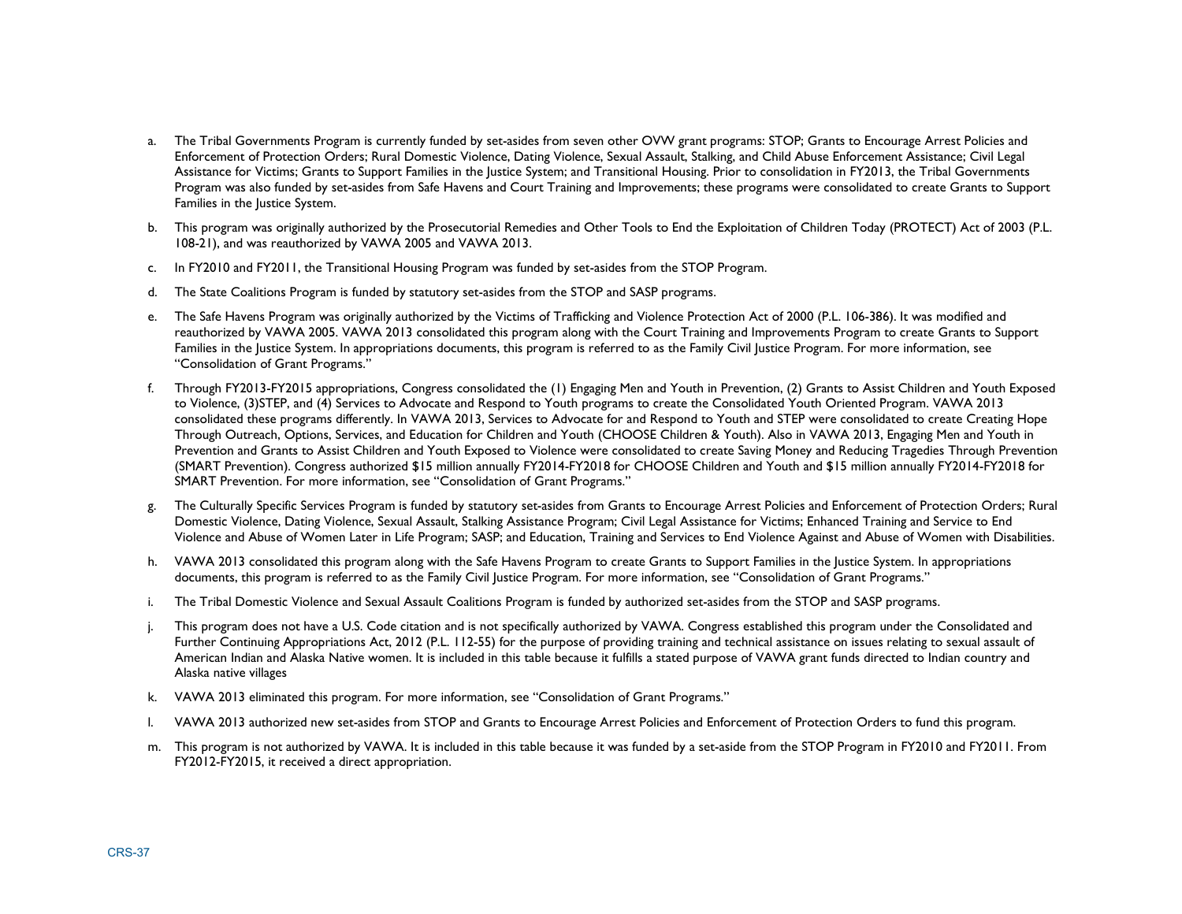a. The Tribal Governments Program is currently funded by set-asides from seven other OVW grant programs: STOP; Grants to Encourage Arrest Policies and Enforcement of Protection Orders; Rural Domestic Violence, Dating Violence, Sexual Assault, Stalking, and Child Abuse Enforcement Assistance; Civil Legal Assistance for Victims; Grants to Support Families in the Justice System; and Transitional Housing. Prior to consolidation in FY2013, the Tribal Governments Program was also funded by set-asides from Safe Havens and Court Training and Improvements; these programs were consolidated to create Grants to Support Families in the Justice System.

b. This program was originally authorized by the Prosecutorial Remedies and Other Tools to End the Exploitation of Children Today (PROTECT) Act of 2003 (P.L. 108-21), and was reauthorized by VAWA 2005 and VAWA 2013.

c. In FY2010 and FY2011, the Transitional Housing Program was funded by set-asides from the STOP Program.

d. The State Coalitions Program is funded by statutory set-asides from the STOP and SASP programs.

e. The Safe Havens Program was originally authorized by the Victims of Trafficking and Violence Protection Act of 2000 (P.L. 106-386). It was modified and reauthorized by VAWA 2005. VAWA 2013 consolidated this program along with the Court Training and Improvements Program to create Grants to Support Families in the Justice System. In appropriations documents, this program is referred to as the Family Civil Justice Program. For more information, see "Consolidation of Grant Programs."

f. Through FY2013-FY2015 appropriations, Congress consolidated the (1) Engaging Men and Youth in Prevention, (2) Grants to Assist Children and Youth Exposed to Violence, (3)STEP, and (4) Services to Advocate and Respond to Youth programs to create the Consolidated Youth Oriented Program. VAWA 2013 consolidated these programs differently. In VAWA 2013, Services to Advocate for and Respond to Youth and STEP were consolidated to create Creating Hope Through Outreach, Options, Services, and Education for Children and Youth (CHOOSE Children & Youth). Also in VAWA 2013, Engaging Men and Youth in Prevention and Grants to Assist Children and Youth Exposed to Violence were consolidated to create Saving Money and Reducing Tragedies Through Prevention (SMART Prevention). Congress authorized $15 million annually FY2014-FY2018 for CHOOSE Children and Youth and $15 million annually FY2014-FY2018 for SMART Prevention. For more information, see "Consolidation of Grant Programs."

g. The Culturally Specific Services Program is funded by statutory set-asides from Grants to Encourage Arrest Policies and Enforcement of Protection Orders; Rural Domestic Violence, Dating Violence, Sexual Assault, Stalking Assistance Program; Civil Legal Assistance for Victims; Enhanced Training and Service to End Violence and Abuse of Women Later in Life Program; SASP; and Education, Training and Services to End Violence Against and Abuse of Women with Disabilities.

h. VAWA 2013 consolidated this program along with the Safe Havens Program to create Grants to Support Families in the Justice System. In appropriations documents, this program is referred to as the Family Civil Justice Program. For more information, see "Consolidation of Grant Programs."

i. The Tribal Domestic Violence and Sexual Assault Coalitions Program is funded by authorized set-asides from the STOP and SASP programs.

j. This program does not have a U.S. Code citation and is not specifically authorized by VAWA. Congress established this program under the Consolidated and Further Continuing Appropriations Act, 2012 (P.L. 112-55) for the purpose of providing training and technical assistance on issues relating to sexual assault of American Indian and Alaska Native women. It is included in this table because it fulfills a stated purpose of VAWA grant funds directed to Indian country and Alaska native villages

k. VAWA 2013 eliminated this program. For more information, see "Consolidation of Grant Programs."

l. VAWA 2013 authorized new set-asides from STOP and Grants to Encourage Arrest Policies and Enforcement of Protection Orders to fund this program.

m. This program is not authorized by VAWA. It is included in this table because it was funded by a set-aside from the STOP Program in FY2010 and FY2011. From FY2012-FY2015, it received a direct appropriation.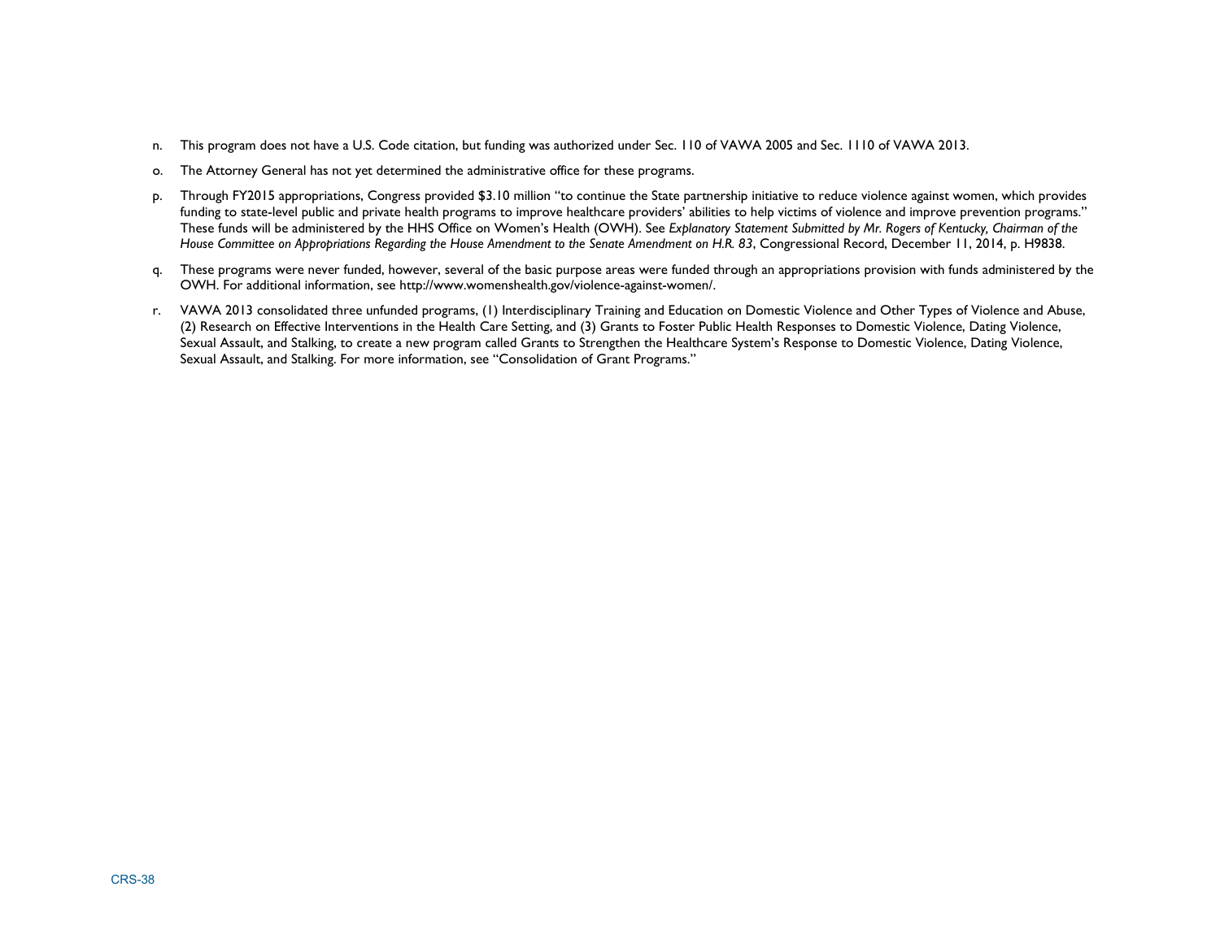n. This program does not have a U.S. Code citation, but funding was authorized under Sec. 110 of VAWA 2005 and Sec. 1110 of VAWA 2013.

o. The Attorney General has not yet determined the administrative office for these programs.

p. Through FY2015 appropriations, Congress provided $3.10 million "to continue the State partnership initiative to reduce violence against women, which provides funding to state-level public and private health programs to improve healthcare providers' abilities to help victims of violence and improve prevention programs." These funds will be administered by the HHS Office on Women's Health (OWH). See *Explanatory Statement Submitted by Mr. Rogers of Kentucky, Chairman of the House Committee on Appropriations Regarding the House Amendment to the Senate Amendment on H.R. 83*, Congressional Record, December 11, 2014, p. H9838.

q. These programs were never funded, however, several of the basic purpose areas were funded through an appropriations provision with funds administered by the OWH. For additional information, see http://www.womenshealth.gov/violence-against-women/.

r. VAWA 2013 consolidated three unfunded programs, (1) Interdisciplinary Training and Education on Domestic Violence and Other Types of Violence and Abuse, (2) Research on Effective Interventions in the Health Care Setting, and (3) Grants to Foster Public Health Responses to Domestic Violence, Dating Violence, Sexual Assault, and Stalking, to create a new program called Grants to Strengthen the Healthcare System's Response to Domestic Violence, Dating Violence, Sexual Assault, and Stalking. For more information, see "Consolidation of Grant Programs."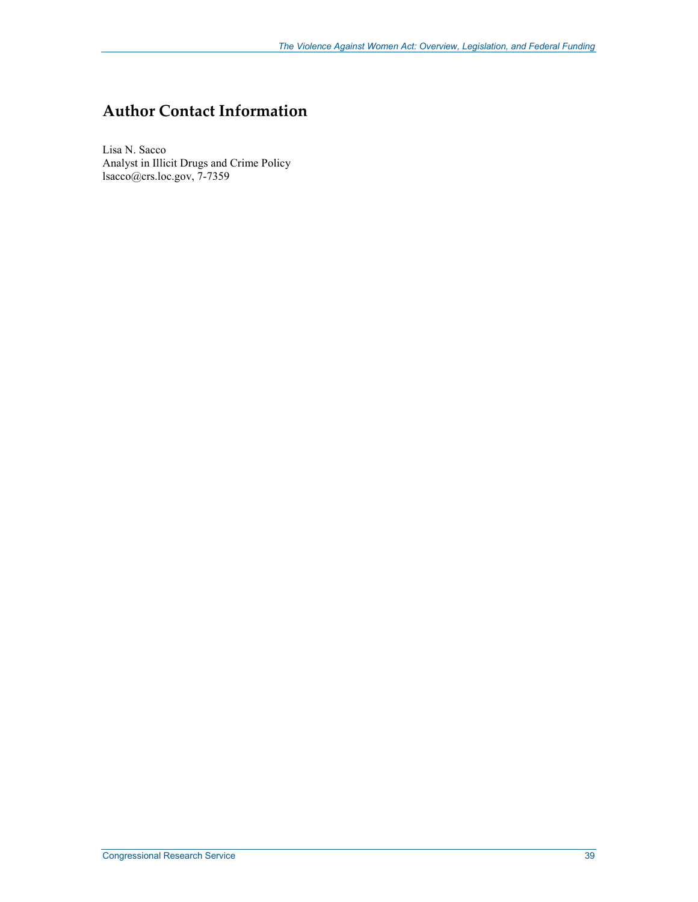## Author Contact Information

Lisa N. Sacco
Analyst in Illicit Drugs and Crime Policy
lsacco@crs.loc.gov, 7-7359